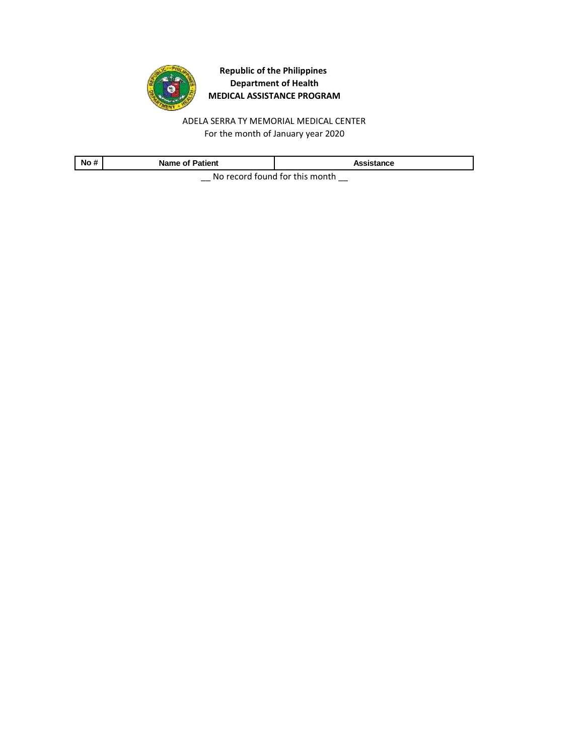**Republic of the Philippines**
**Department of Health**
**MEDICAL ASSISTANCE PROGRAM**

ADELA SERRA TY MEMORIAL MEDICAL CENTER
For the month of January year 2020

| No # | Name of Patient | Assistance |
|---|---|---|

__ No record found for this month __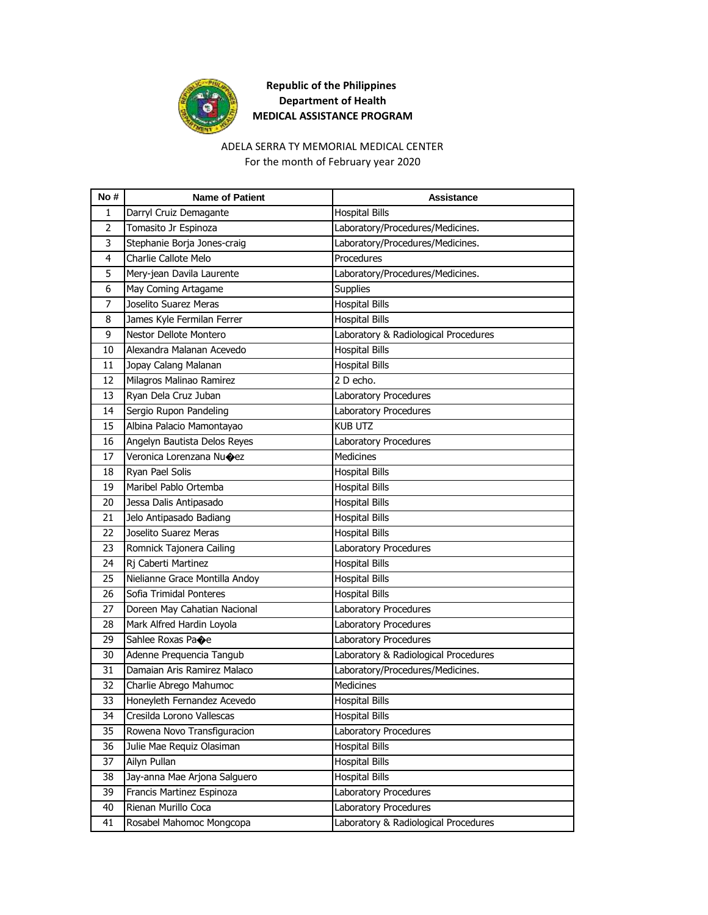**Republic of the Philippines**
**Department of Health**
**MEDICAL ASSISTANCE PROGRAM**

ADELA SERRA TY MEMORIAL MEDICAL CENTER
For the month of February year 2020

| No # | Name of Patient | Assistance |
|---|---|---|
| 1 | Darryl Cruiz Demagante | Hospital Bills |
| 2 | Tomasito Jr Espinoza | Laboratory/Procedures/Medicines. |
| 3 | Stephanie Borja Jones-craig | Laboratory/Procedures/Medicines. |
| 4 | Charlie Callote Melo | Procedures |
| 5 | Mery-jean Davila Laurente | Laboratory/Procedures/Medicines. |
| 6 | May Coming Artagame | Supplies |
| 7 | Joselito Suarez Meras | Hospital Bills |
| 8 | James Kyle Fermilan Ferrer | Hospital Bills |
| 9 | Nestor Dellote Montero | Laboratory & Radiological Procedures |
| 10 | Alexandra Malanan Acevedo | Hospital Bills |
| 11 | Jopay Calang Malanan | Hospital Bills |
| 12 | Milagros Malinao Ramirez | 2 D echo. |
| 13 | Ryan Dela Cruz Juban | Laboratory Procedures |
| 14 | Sergio Rupon Pandeling | Laboratory Procedures |
| 15 | Albina Palacio Mamontayao | KUB UTZ |
| 16 | Angelyn Bautista Delos Reyes | Laboratory Procedures |
| 17 | Veronica Lorenzana Nu�ez | Medicines |
| 18 | Ryan Pael Solis | Hospital Bills |
| 19 | Maribel Pablo Ortemba | Hospital Bills |
| 20 | Jessa Dalis Antipasado | Hospital Bills |
| 21 | Jelo Antipasado Badiang | Hospital Bills |
| 22 | Joselito Suarez Meras | Hospital Bills |
| 23 | Romnick Tajonera Cailing | Laboratory Procedures |
| 24 | Rj Caberti Martinez | Hospital Bills |
| 25 | Nielianne Grace Montilla Andoy | Hospital Bills |
| 26 | Sofia Trimidal Ponteres | Hospital Bills |
| 27 | Doreen May Cahatian Nacional | Laboratory Procedures |
| 28 | Mark Alfred Hardin Loyola | Laboratory Procedures |
| 29 | Sahlee Roxas Pa�e | Laboratory Procedures |
| 30 | Adenne Prequencia Tangub | Laboratory & Radiological Procedures |
| 31 | Damaian Aris Ramirez Malaco | Laboratory/Procedures/Medicines. |
| 32 | Charlie Abrego Mahumoc | Medicines |
| 33 | Honeyleth Fernandez Acevedo | Hospital Bills |
| 34 | Cresilda Lorono Vallescas | Hospital Bills |
| 35 | Rowena Novo Transfiguracion | Laboratory Procedures |
| 36 | Julie Mae Requiz Olasiman | Hospital Bills |
| 37 | Ailyn Pullan | Hospital Bills |
| 38 | Jay-anna Mae Arjona Salguero | Hospital Bills |
| 39 | Francis Martinez Espinoza | Laboratory Procedures |
| 40 | Rienan Murillo Coca | Laboratory Procedures |
| 41 | Rosabel Mahomoc Mongcopa | Laboratory & Radiological Procedures |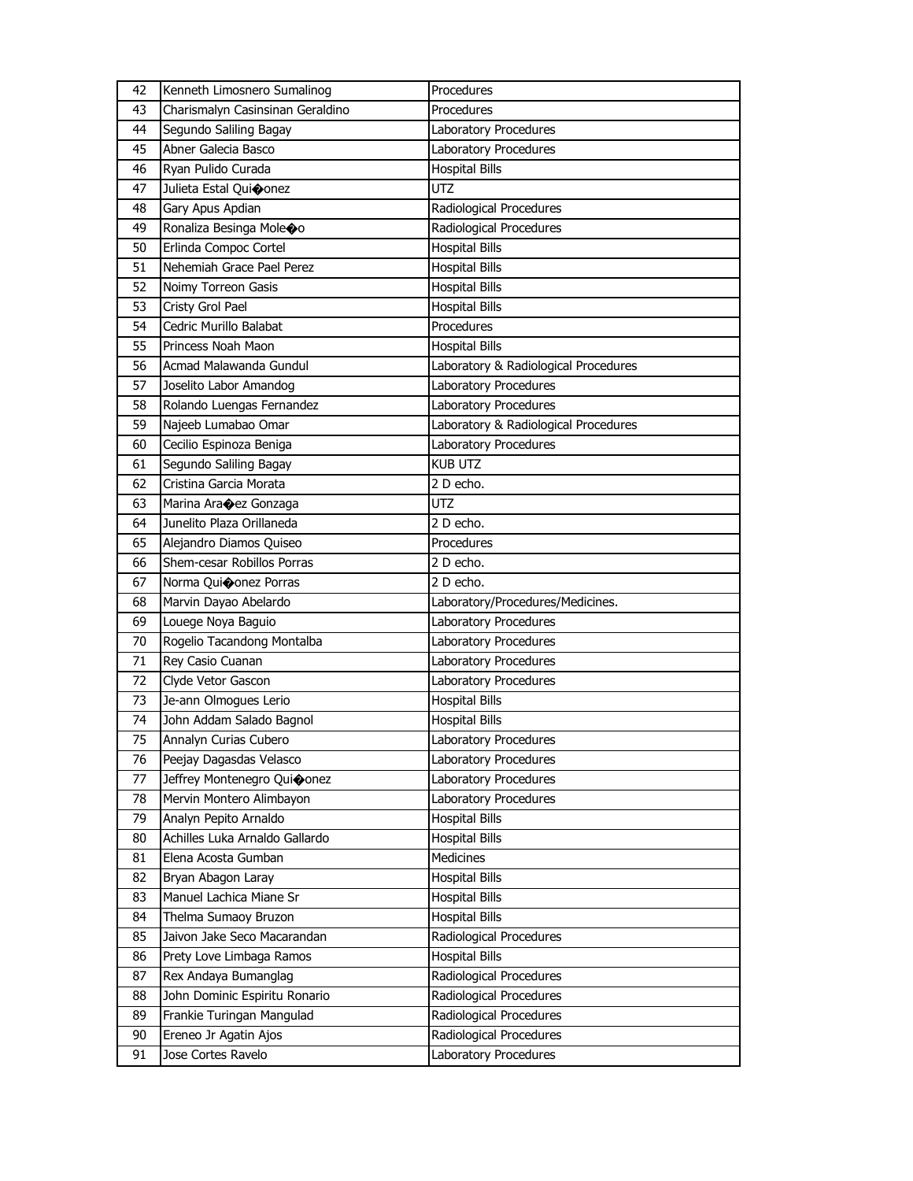| | | |
|---|---|---|
| 42 | Kenneth Limosnero Sumalinog | Procedures |
| 43 | Charismalyn Casinsinan Geraldino | Procedures |
| 44 | Segundo Saliling Bagay | Laboratory Procedures |
| 45 | Abner Galecia Basco | Laboratory Procedures |
| 46 | Ryan Pulido Curada | Hospital Bills |
| 47 | Julieta Estal Qui�onez | UTZ |
| 48 | Gary Apus Apdian | Radiological Procedures |
| 49 | Ronaliza Besinga Mole�o | Radiological Procedures |
| 50 | Erlinda Compoc Cortel | Hospital Bills |
| 51 | Nehemiah Grace Pael Perez | Hospital Bills |
| 52 | Noimy Torreon Gasis | Hospital Bills |
| 53 | Cristy Grol Pael | Hospital Bills |
| 54 | Cedric Murillo Balabat | Procedures |
| 55 | Princess Noah Maon | Hospital Bills |
| 56 | Acmad Malawanda Gundul | Laboratory & Radiological Procedures |
| 57 | Joselito Labor Amandog | Laboratory Procedures |
| 58 | Rolando Luengas Fernandez | Laboratory Procedures |
| 59 | Najeeb Lumabao Omar | Laboratory & Radiological Procedures |
| 60 | Cecilio Espinoza Beniga | Laboratory Procedures |
| 61 | Segundo Saliling Bagay | KUB UTZ |
| 62 | Cristina Garcia Morata | 2 D echo. |
| 63 | Marina Ara�ez Gonzaga | UTZ |
| 64 | Junelito Plaza Orillaneda | 2 D echo. |
| 65 | Alejandro Diamos Quiseo | Procedures |
| 66 | Shem-cesar Robillos Porras | 2 D echo. |
| 67 | Norma Qui�onez Porras | 2 D echo. |
| 68 | Marvin Dayao Abelardo | Laboratory/Procedures/Medicines. |
| 69 | Louege Noya Baguio | Laboratory Procedures |
| 70 | Rogelio Tacandong Montalba | Laboratory Procedures |
| 71 | Rey Casio Cuanan | Laboratory Procedures |
| 72 | Clyde Vetor Gascon | Laboratory Procedures |
| 73 | Je-ann Olmogues Lerio | Hospital Bills |
| 74 | John Addam Salado Bagnol | Hospital Bills |
| 75 | Annalyn Curias Cubero | Laboratory Procedures |
| 76 | Peejay Dagasdas Velasco | Laboratory Procedures |
| 77 | Jeffrey Montenegro Qui�onez | Laboratory Procedures |
| 78 | Mervin Montero Alimbayon | Laboratory Procedures |
| 79 | Analyn Pepito Arnaldo | Hospital Bills |
| 80 | Achilles Luka Arnaldo Gallardo | Hospital Bills |
| 81 | Elena Acosta Gumban | Medicines |
| 82 | Bryan Abagon Laray | Hospital Bills |
| 83 | Manuel Lachica Miane Sr | Hospital Bills |
| 84 | Thelma Sumaoy Bruzon | Hospital Bills |
| 85 | Jaivon Jake Seco Macarandan | Radiological Procedures |
| 86 | Prety Love Limbaga Ramos | Hospital Bills |
| 87 | Rex Andaya Bumanglag | Radiological Procedures |
| 88 | John Dominic Espiritu Ronario | Radiological Procedures |
| 89 | Frankie Turingan Mangulad | Radiological Procedures |
| 90 | Ereneo Jr Agatin Ajos | Radiological Procedures |
| 91 | Jose Cortes Ravelo | Laboratory Procedures |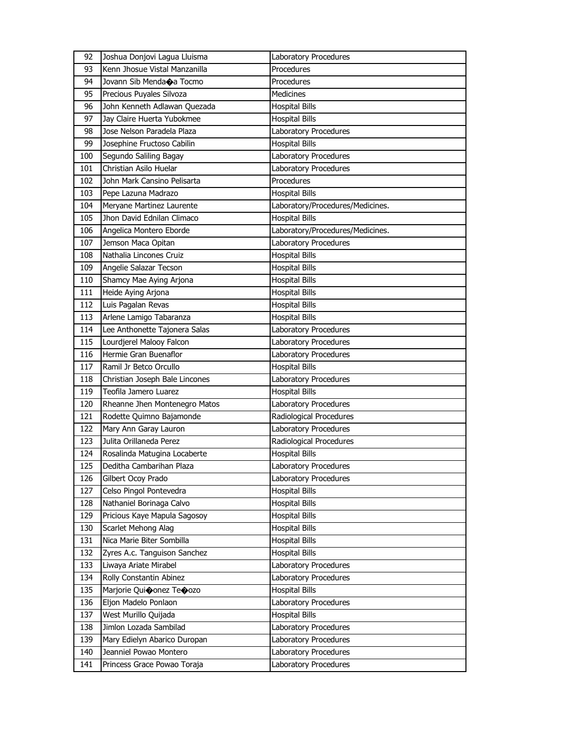| | | |
|---|---|---|
| 92 | Joshua Donjovi Lagua Lluisma | Laboratory Procedures |
| 93 | Kenn Jhosue Vistal Manzanilla | Procedures |
| 94 | Jovann Sib Menda�a Tocmo | Procedures |
| 95 | Precious Puyales Silvoza | Medicines |
| 96 | John Kenneth Adlawan Quezada | Hospital Bills |
| 97 | Jay Claire Huerta Yubokmee | Hospital Bills |
| 98 | Jose Nelson Paradela Plaza | Laboratory Procedures |
| 99 | Josephine Fructoso Cabilin | Hospital Bills |
| 100 | Segundo Saliling Bagay | Laboratory Procedures |
| 101 | Christian Asilo Huelar | Laboratory Procedures |
| 102 | John Mark Cansino Pelisarta | Procedures |
| 103 | Pepe Lazuna Madrazo | Hospital Bills |
| 104 | Meryane Martinez Laurente | Laboratory/Procedures/Medicines. |
| 105 | Jhon David Ednilan Climaco | Hospital Bills |
| 106 | Angelica Montero Eborde | Laboratory/Procedures/Medicines. |
| 107 | Jemson Maca Opitan | Laboratory Procedures |
| 108 | Nathalia Lincones Cruiz | Hospital Bills |
| 109 | Angelie Salazar Tecson | Hospital Bills |
| 110 | Shamcy Mae Aying Arjona | Hospital Bills |
| 111 | Heide Aying Arjona | Hospital Bills |
| 112 | Luis Pagalan Revas | Hospital Bills |
| 113 | Arlene Lamigo Tabaranza | Hospital Bills |
| 114 | Lee Anthonette Tajonera Salas | Laboratory Procedures |
| 115 | Lourdjerel Malooy Falcon | Laboratory Procedures |
| 116 | Hermie Gran Buenaflor | Laboratory Procedures |
| 117 | Ramil Jr Betco Orcullo | Hospital Bills |
| 118 | Christian Joseph Bale Lincones | Laboratory Procedures |
| 119 | Teofila Jamero Luarez | Hospital Bills |
| 120 | Rheanne Jhen Montenegro Matos | Laboratory Procedures |
| 121 | Rodette Quimno Bajamonde | Radiological Procedures |
| 122 | Mary Ann Garay Lauron | Laboratory Procedures |
| 123 | Julita Orillaneda Perez | Radiological Procedures |
| 124 | Rosalinda Matugina Locaberte | Hospital Bills |
| 125 | Deditha Cambarihan Plaza | Laboratory Procedures |
| 126 | Gilbert Ocoy Prado | Laboratory Procedures |
| 127 | Celso Pingol Pontevedra | Hospital Bills |
| 128 | Nathaniel Borinaga Calvo | Hospital Bills |
| 129 | Pricious Kaye Mapula Sagosoy | Hospital Bills |
| 130 | Scarlet Mehong Alag | Hospital Bills |
| 131 | Nica Marie Biter Sombilla | Hospital Bills |
| 132 | Zyres A.c. Tanguison Sanchez | Hospital Bills |
| 133 | Liwaya Ariate Mirabel | Laboratory Procedures |
| 134 | Rolly Constantin Abinez | Laboratory Procedures |
| 135 | Marjorie Qui�onez Te�ozo | Hospital Bills |
| 136 | Eljon Madelo Ponlaon | Laboratory Procedures |
| 137 | West Murillo Quijada | Hospital Bills |
| 138 | Jimlon Lozada Sambilad | Laboratory Procedures |
| 139 | Mary Edielyn Abarico Duropan | Laboratory Procedures |
| 140 | Jeanniel Powao Montero | Laboratory Procedures |
| 141 | Princess Grace Powao Toraja | Laboratory Procedures |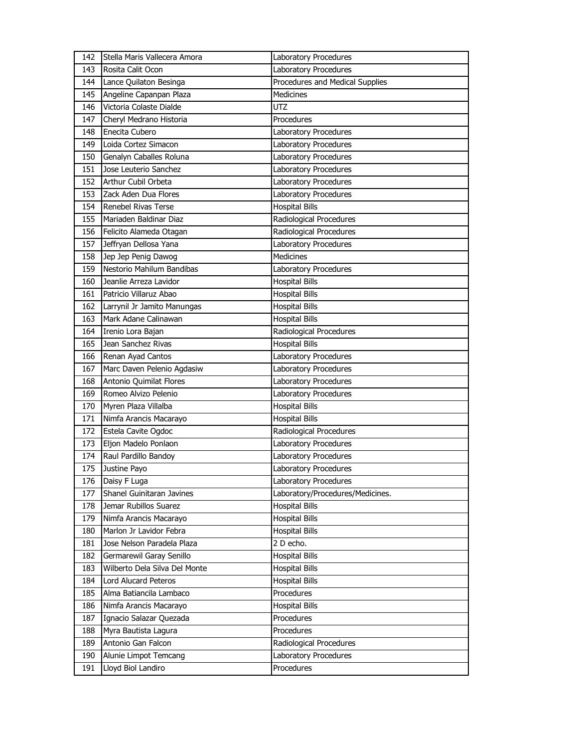| 142 | Stella Maris Vallecera Amora | Laboratory Procedures |
|---|---|---|
| 143 | Rosita Calit Ocon | Laboratory Procedures |
| 144 | Lance Quilaton Besinga | Procedures and Medical Supplies |
| 145 | Angeline Capanpan Plaza | Medicines |
| 146 | Victoria Colaste Dialde | UTZ |
| 147 | Cheryl Medrano Historia | Procedures |
| 148 | Enecita Cubero | Laboratory Procedures |
| 149 | Loida Cortez Simacon | Laboratory Procedures |
| 150 | Genalyn Caballes Roluna | Laboratory Procedures |
| 151 | Jose Leuterio Sanchez | Laboratory Procedures |
| 152 | Arthur Cubil Orbeta | Laboratory Procedures |
| 153 | Zack Aden Dua Flores | Laboratory Procedures |
| 154 | Renebel Rivas Terse | Hospital Bills |
| 155 | Mariaden Baldinar Diaz | Radiological Procedures |
| 156 | Felicito Alameda Otagan | Radiological Procedures |
| 157 | Jeffryan Dellosa Yana | Laboratory Procedures |
| 158 | Jep Jep Penig Dawog | Medicines |
| 159 | Nestorio Mahilum Bandibas | Laboratory Procedures |
| 160 | Jeanlie Arreza Lavidor | Hospital Bills |
| 161 | Patricio Villaruz Abao | Hospital Bills |
| 162 | Larrynil Jr Jamito Manungas | Hospital Bills |
| 163 | Mark Adane Calinawan | Hospital Bills |
| 164 | Irenio Lora Bajan | Radiological Procedures |
| 165 | Jean Sanchez Rivas | Hospital Bills |
| 166 | Renan Ayad Cantos | Laboratory Procedures |
| 167 | Marc Daven Pelenio Agdasiw | Laboratory Procedures |
| 168 | Antonio Quimilat Flores | Laboratory Procedures |
| 169 | Romeo Alvizo Pelenio | Laboratory Procedures |
| 170 | Myren Plaza Villalba | Hospital Bills |
| 171 | Nimfa Arancis Macarayo | Hospital Bills |
| 172 | Estela Cavite Ogdoc | Radiological Procedures |
| 173 | Eljon Madelo Ponlaon | Laboratory Procedures |
| 174 | Raul Pardillo Bandoy | Laboratory Procedures |
| 175 | Justine Payo | Laboratory Procedures |
| 176 | Daisy F Luga | Laboratory Procedures |
| 177 | Shanel Guinitaran Javines | Laboratory/Procedures/Medicines. |
| 178 | Jemar Rubillos Suarez | Hospital Bills |
| 179 | Nimfa Arancis Macarayo | Hospital Bills |
| 180 | Marlon Jr Lavidor Febra | Hospital Bills |
| 181 | Jose Nelson Paradela Plaza | 2 D echo. |
| 182 | Germarewil Garay Senillo | Hospital Bills |
| 183 | Wilberto Dela Silva Del Monte | Hospital Bills |
| 184 | Lord Alucard Peteros | Hospital Bills |
| 185 | Alma Batiancila Lambaco | Procedures |
| 186 | Nimfa Arancis Macarayo | Hospital Bills |
| 187 | Ignacio Salazar Quezada | Procedures |
| 188 | Myra Bautista Lagura | Procedures |
| 189 | Antonio Gan Falcon | Radiological Procedures |
| 190 | Alunie Limpot Temcang | Laboratory Procedures |
| 191 | Lloyd Biol Landiro | Procedures |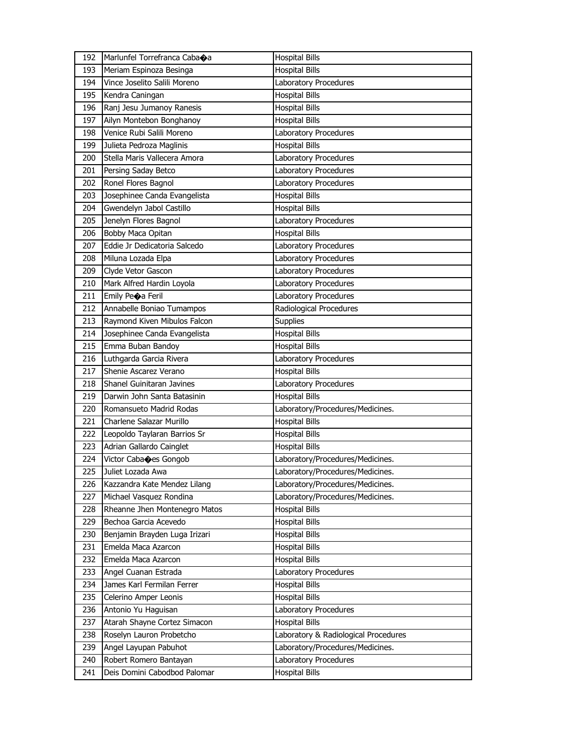| | | |
|---|---|---|
| 192 | Marlunfel Torrefranca Caba�a | Hospital Bills |
| 193 | Meriam Espinoza Besinga | Hospital Bills |
| 194 | Vince Joselito Salili Moreno | Laboratory Procedures |
| 195 | Kendra Caningan | Hospital Bills |
| 196 | Ranj Jesu Jumanoy Ranesis | Hospital Bills |
| 197 | Ailyn Montebon Bonghanoy | Hospital Bills |
| 198 | Venice Rubi Salili Moreno | Laboratory Procedures |
| 199 | Julieta Pedroza Maglinis | Hospital Bills |
| 200 | Stella Maris Vallecera Amora | Laboratory Procedures |
| 201 | Persing Saday Betco | Laboratory Procedures |
| 202 | Ronel Flores Bagnol | Laboratory Procedures |
| 203 | Josephinee Canda Evangelista | Hospital Bills |
| 204 | Gwendelyn Jabol Castillo | Hospital Bills |
| 205 | Jenelyn Flores Bagnol | Laboratory Procedures |
| 206 | Bobby Maca Opitan | Hospital Bills |
| 207 | Eddie Jr Dedicatoria Salcedo | Laboratory Procedures |
| 208 | Miluna Lozada Elpa | Laboratory Procedures |
| 209 | Clyde Vetor Gascon | Laboratory Procedures |
| 210 | Mark Alfred Hardin Loyola | Laboratory Procedures |
| 211 | Emily Pe�a Feril | Laboratory Procedures |
| 212 | Annabelle Boniao Tumampos | Radiological Procedures |
| 213 | Raymond Kiven Mibulos Falcon | Supplies |
| 214 | Josephinee Canda Evangelista | Hospital Bills |
| 215 | Emma Buban Bandoy | Hospital Bills |
| 216 | Luthgarda Garcia Rivera | Laboratory Procedures |
| 217 | Shenie Ascarez Verano | Hospital Bills |
| 218 | Shanel Guinitaran Javines | Laboratory Procedures |
| 219 | Darwin John Santa Batasinin | Hospital Bills |
| 220 | Romansueto Madrid Rodas | Laboratory/Procedures/Medicines. |
| 221 | Charlene Salazar Murillo | Hospital Bills |
| 222 | Leopoldo Taylaran Barrios Sr | Hospital Bills |
| 223 | Adrian Gallardo Cainglet | Hospital Bills |
| 224 | Victor Caba�es Gongob | Laboratory/Procedures/Medicines. |
| 225 | Juliet Lozada Awa | Laboratory/Procedures/Medicines. |
| 226 | Kazzandra Kate Mendez Lilang | Laboratory/Procedures/Medicines. |
| 227 | Michael Vasquez Rondina | Laboratory/Procedures/Medicines. |
| 228 | Rheanne Jhen Montenegro Matos | Hospital Bills |
| 229 | Bechoa Garcia Acevedo | Hospital Bills |
| 230 | Benjamin Brayden Luga Irizari | Hospital Bills |
| 231 | Emelda Maca Azarcon | Hospital Bills |
| 232 | Emelda Maca Azarcon | Hospital Bills |
| 233 | Angel Cuanan Estrada | Laboratory Procedures |
| 234 | James Karl Fermilan Ferrer | Hospital Bills |
| 235 | Celerino Amper Leonis | Hospital Bills |
| 236 | Antonio Yu Haguisan | Laboratory Procedures |
| 237 | Atarah Shayne Cortez Simacon | Hospital Bills |
| 238 | Roselyn Lauron Probetcho | Laboratory & Radiological Procedures |
| 239 | Angel Layupan Pabuhot | Laboratory/Procedures/Medicines. |
| 240 | Robert Romero Bantayan | Laboratory Procedures |
| 241 | Deis Domini Cabodbod Palomar | Hospital Bills |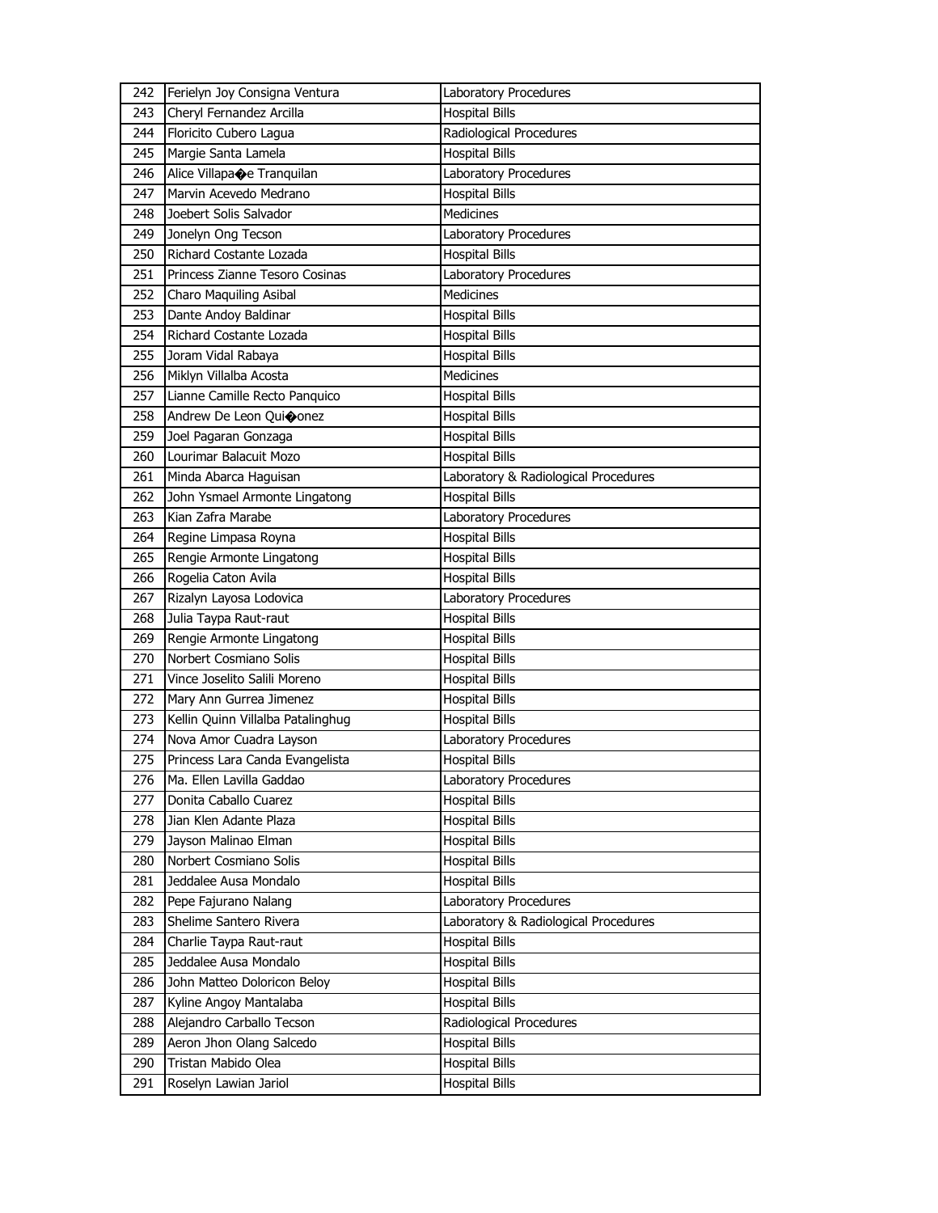| | | |
|---|---|---|
| 242 | Ferielyn Joy Consigna Ventura | Laboratory Procedures |
| 243 | Cheryl Fernandez Arcilla | Hospital Bills |
| 244 | Floricito Cubero Lagua | Radiological Procedures |
| 245 | Margie Santa Lamela | Hospital Bills |
| 246 | Alice Villapa�e Tranquilan | Laboratory Procedures |
| 247 | Marvin Acevedo Medrano | Hospital Bills |
| 248 | Joebert Solis Salvador | Medicines |
| 249 | Jonelyn Ong Tecson | Laboratory Procedures |
| 250 | Richard Costante Lozada | Hospital Bills |
| 251 | Princess Zianne Tesoro Cosinas | Laboratory Procedures |
| 252 | Charo Maquiling Asibal | Medicines |
| 253 | Dante Andoy Baldinar | Hospital Bills |
| 254 | Richard Costante Lozada | Hospital Bills |
| 255 | Joram Vidal Rabaya | Hospital Bills |
| 256 | Miklyn Villalba Acosta | Medicines |
| 257 | Lianne Camille Recto Panquico | Hospital Bills |
| 258 | Andrew De Leon Qui�onez | Hospital Bills |
| 259 | Joel Pagaran Gonzaga | Hospital Bills |
| 260 | Lourimar Balacuit Mozo | Hospital Bills |
| 261 | Minda Abarca Haguisan | Laboratory & Radiological Procedures |
| 262 | John Ysmael Armonte Lingatong | Hospital Bills |
| 263 | Kian Zafra Marabe | Laboratory Procedures |
| 264 | Regine Limpasa Royna | Hospital Bills |
| 265 | Rengie Armonte Lingatong | Hospital Bills |
| 266 | Rogelia Caton Avila | Hospital Bills |
| 267 | Rizalyn Layosa Lodovica | Laboratory Procedures |
| 268 | Julia Taypa Raut-raut | Hospital Bills |
| 269 | Rengie Armonte Lingatong | Hospital Bills |
| 270 | Norbert Cosmiano Solis | Hospital Bills |
| 271 | Vince Joselito Salili Moreno | Hospital Bills |
| 272 | Mary Ann Gurrea Jimenez | Hospital Bills |
| 273 | Kellin Quinn Villalba Patalinghug | Hospital Bills |
| 274 | Nova Amor Cuadra Layson | Laboratory Procedures |
| 275 | Princess Lara Canda Evangelista | Hospital Bills |
| 276 | Ma. Ellen Lavilla Gaddao | Laboratory Procedures |
| 277 | Donita Caballo Cuarez | Hospital Bills |
| 278 | Jian Klen Adante Plaza | Hospital Bills |
| 279 | Jayson Malinao Elman | Hospital Bills |
| 280 | Norbert Cosmiano Solis | Hospital Bills |
| 281 | Jeddalee Ausa Mondalo | Hospital Bills |
| 282 | Pepe Fajurano Nalang | Laboratory Procedures |
| 283 | Shelime Santero Rivera | Laboratory & Radiological Procedures |
| 284 | Charlie Taypa Raut-raut | Hospital Bills |
| 285 | Jeddalee Ausa Mondalo | Hospital Bills |
| 286 | John Matteo Doloricon Beloy | Hospital Bills |
| 287 | Kyline Angoy Mantalaba | Hospital Bills |
| 288 | Alejandro Carballo Tecson | Radiological Procedures |
| 289 | Aeron Jhon Olang Salcedo | Hospital Bills |
| 290 | Tristan Mabido Olea | Hospital Bills |
| 291 | Roselyn Lawian Jariol | Hospital Bills |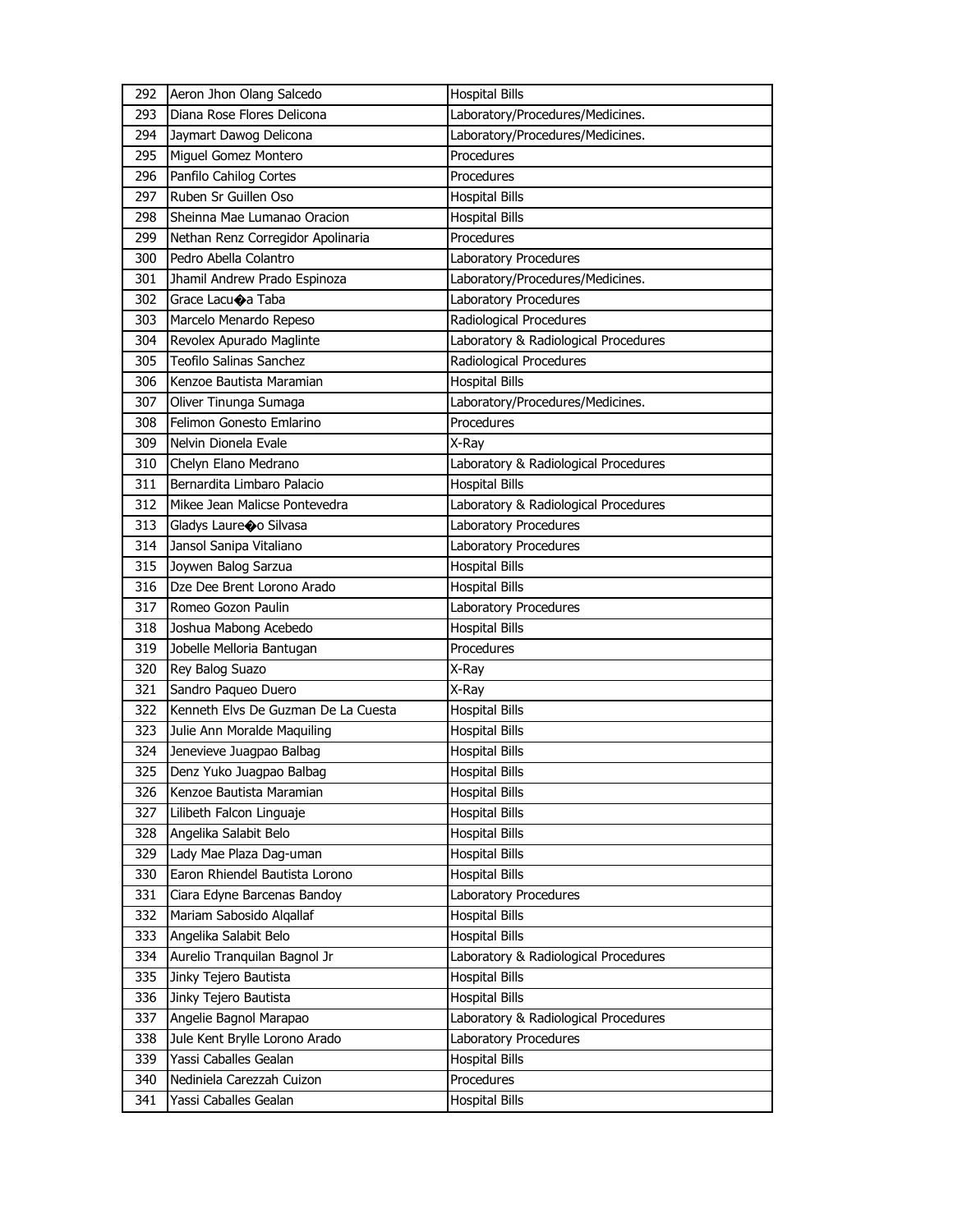| | | |
|---|---|---|
| 292 | Aeron Jhon Olang Salcedo | Hospital Bills |
| 293 | Diana Rose Flores Delicona | Laboratory/Procedures/Medicines. |
| 294 | Jaymart Dawog Delicona | Laboratory/Procedures/Medicines. |
| 295 | Miguel Gomez Montero | Procedures |
| 296 | Panfilo Cahilog Cortes | Procedures |
| 297 | Ruben Sr Guillen Oso | Hospital Bills |
| 298 | Sheinna Mae Lumanao Oracion | Hospital Bills |
| 299 | Nethan Renz Corregidor Apolinaria | Procedures |
| 300 | Pedro Abella Colantro | Laboratory Procedures |
| 301 | Jhamil Andrew Prado Espinoza | Laboratory/Procedures/Medicines. |
| 302 | Grace Lacu�a Taba | Laboratory Procedures |
| 303 | Marcelo Menardo Repeso | Radiological Procedures |
| 304 | Revolex Apurado Maglinte | Laboratory & Radiological Procedures |
| 305 | Teofilo Salinas Sanchez | Radiological Procedures |
| 306 | Kenzoe Bautista Maramian | Hospital Bills |
| 307 | Oliver Tinunga Sumaga | Laboratory/Procedures/Medicines. |
| 308 | Felimon Gonesto Emlarino | Procedures |
| 309 | Nelvin Dionela Evale | X-Ray |
| 310 | Chelyn Elano Medrano | Laboratory & Radiological Procedures |
| 311 | Bernardita Limbaro Palacio | Hospital Bills |
| 312 | Mikee Jean Malicse Pontevedra | Laboratory & Radiological Procedures |
| 313 | Gladys Laure�o Silvasa | Laboratory Procedures |
| 314 | Jansol Sanipa Vitaliano | Laboratory Procedures |
| 315 | Joywen Balog Sarzua | Hospital Bills |
| 316 | Dze Dee Brent Lorono Arado | Hospital Bills |
| 317 | Romeo Gozon Paulin | Laboratory Procedures |
| 318 | Joshua Mabong Acebedo | Hospital Bills |
| 319 | Jobelle Melloria Bantugan | Procedures |
| 320 | Rey Balog Suazo | X-Ray |
| 321 | Sandro Paqueo Duero | X-Ray |
| 322 | Kenneth Elvs De Guzman De La Cuesta | Hospital Bills |
| 323 | Julie Ann Moralde Maquiling | Hospital Bills |
| 324 | Jenevieve Juagpao Balbag | Hospital Bills |
| 325 | Denz Yuko Juagpao Balbag | Hospital Bills |
| 326 | Kenzoe Bautista Maramian | Hospital Bills |
| 327 | Lilibeth Falcon Linguaje | Hospital Bills |
| 328 | Angelika Salabit Belo | Hospital Bills |
| 329 | Lady Mae Plaza Dag-uman | Hospital Bills |
| 330 | Earon Rhiendel Bautista Lorono | Hospital Bills |
| 331 | Ciara Edyne Barcenas Bandoy | Laboratory Procedures |
| 332 | Mariam Sabosido Alqallaf | Hospital Bills |
| 333 | Angelika Salabit Belo | Hospital Bills |
| 334 | Aurelio Tranquilan Bagnol Jr | Laboratory & Radiological Procedures |
| 335 | Jinky Tejero Bautista | Hospital Bills |
| 336 | Jinky Tejero Bautista | Hospital Bills |
| 337 | Angelie Bagnol Marapao | Laboratory & Radiological Procedures |
| 338 | Jule Kent Brylle Lorono Arado | Laboratory Procedures |
| 339 | Yassi Caballes Gealan | Hospital Bills |
| 340 | Nediniela Carezzah Cuizon | Procedures |
| 341 | Yassi Caballes Gealan | Hospital Bills |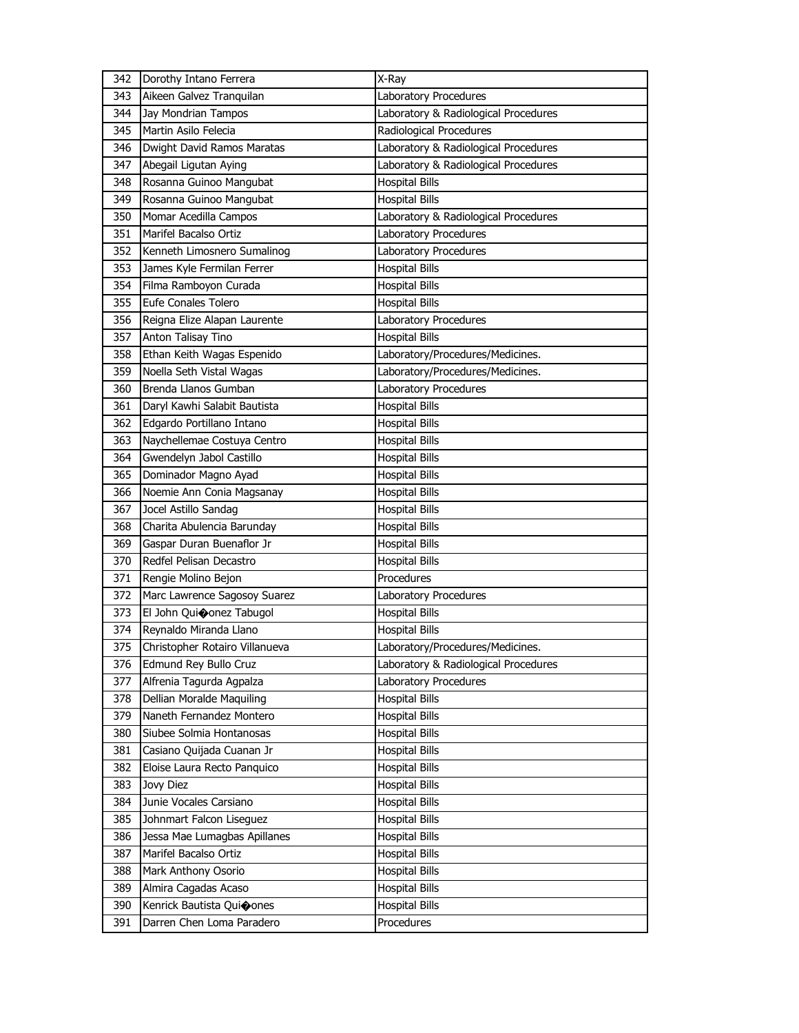| | | |
|---|---|---|
| 342 | Dorothy Intano Ferrera | X-Ray |
| 343 | Aikeen Galvez Tranquilan | Laboratory Procedures |
| 344 | Jay Mondrian Tampos | Laboratory & Radiological Procedures |
| 345 | Martin Asilo Felecia | Radiological Procedures |
| 346 | Dwight David Ramos Maratas | Laboratory & Radiological Procedures |
| 347 | Abegail Ligutan Aying | Laboratory & Radiological Procedures |
| 348 | Rosanna Guinoo Mangubat | Hospital Bills |
| 349 | Rosanna Guinoo Mangubat | Hospital Bills |
| 350 | Momar Acedilla Campos | Laboratory & Radiological Procedures |
| 351 | Marifel Bacalso Ortiz | Laboratory Procedures |
| 352 | Kenneth Limosnero Sumalinog | Laboratory Procedures |
| 353 | James Kyle Fermilan Ferrer | Hospital Bills |
| 354 | Filma Ramboyon Curada | Hospital Bills |
| 355 | Eufe Conales Tolero | Hospital Bills |
| 356 | Reigna Elize Alapan Laurente | Laboratory Procedures |
| 357 | Anton Talisay Tino | Hospital Bills |
| 358 | Ethan Keith Wagas Espenido | Laboratory/Procedures/Medicines. |
| 359 | Noella Seth Vistal Wagas | Laboratory/Procedures/Medicines. |
| 360 | Brenda Llanos Gumban | Laboratory Procedures |
| 361 | Daryl Kawhi Salabit Bautista | Hospital Bills |
| 362 | Edgardo Portillano Intano | Hospital Bills |
| 363 | Naychellemae Costuya Centro | Hospital Bills |
| 364 | Gwendelyn Jabol Castillo | Hospital Bills |
| 365 | Dominador Magno Ayad | Hospital Bills |
| 366 | Noemie Ann Conia Magsanay | Hospital Bills |
| 367 | Jocel Astillo Sandag | Hospital Bills |
| 368 | Charita Abulencia Barunday | Hospital Bills |
| 369 | Gaspar Duran Buenaflor Jr | Hospital Bills |
| 370 | Redfel Pelisan Decastro | Hospital Bills |
| 371 | Rengie Molino Bejon | Procedures |
| 372 | Marc Lawrence Sagosoy Suarez | Laboratory Procedures |
| 373 | El John Qui�onez Tabugol | Hospital Bills |
| 374 | Reynaldo Miranda Llano | Hospital Bills |
| 375 | Christopher Rotairo Villanueva | Laboratory/Procedures/Medicines. |
| 376 | Edmund Rey Bullo Cruz | Laboratory & Radiological Procedures |
| 377 | Alfrenia Tagurda Agpalza | Laboratory Procedures |
| 378 | Dellian Moralde Maquiling | Hospital Bills |
| 379 | Naneth Fernandez Montero | Hospital Bills |
| 380 | Siubee Solmia Hontanosas | Hospital Bills |
| 381 | Casiano Quijada Cuanan Jr | Hospital Bills |
| 382 | Eloise Laura Recto Panquico | Hospital Bills |
| 383 | Jovy Diez | Hospital Bills |
| 384 | Junie Vocales Carsiano | Hospital Bills |
| 385 | Johnmart Falcon Liseguez | Hospital Bills |
| 386 | Jessa Mae Lumagbas Apillanes | Hospital Bills |
| 387 | Marifel Bacalso Ortiz | Hospital Bills |
| 388 | Mark Anthony Osorio | Hospital Bills |
| 389 | Almira Cagadas Acaso | Hospital Bills |
| 390 | Kenrick Bautista Qui�ones | Hospital Bills |
| 391 | Darren Chen Loma Paradero | Procedures |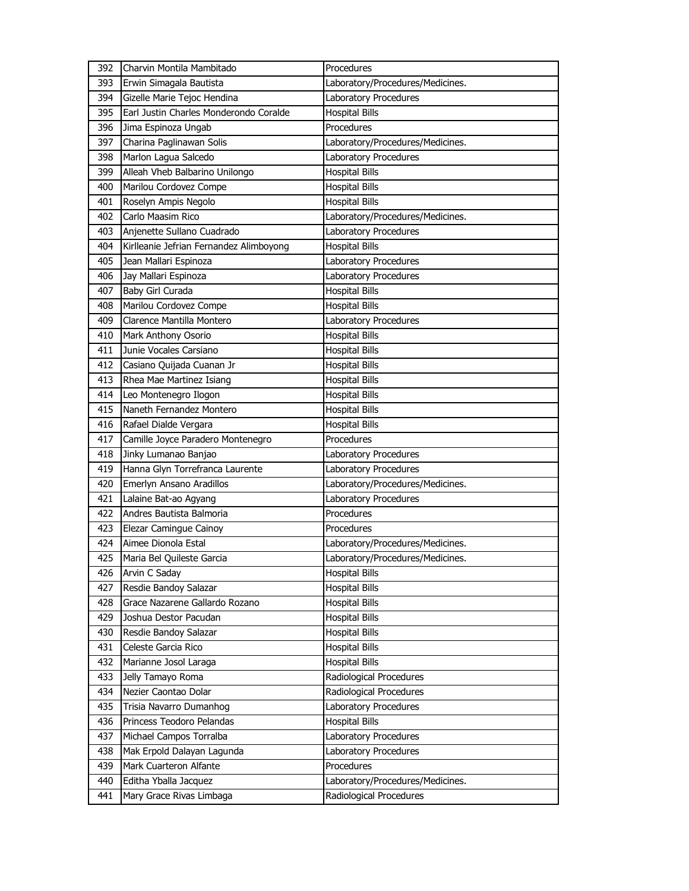| | | |
|---|---|---|
| 392 | Charvin Montila Mambitado | Procedures |
| 393 | Erwin Simagala Bautista | Laboratory/Procedures/Medicines. |
| 394 | Gizelle Marie Tejoc Hendina | Laboratory Procedures |
| 395 | Earl Justin Charles Monderondo Coralde | Hospital Bills |
| 396 | Jima Espinoza Ungab | Procedures |
| 397 | Charina Paglinawan Solis | Laboratory/Procedures/Medicines. |
| 398 | Marlon Lagua Salcedo | Laboratory Procedures |
| 399 | Alleah Vheb Balbarino Unilongo | Hospital Bills |
| 400 | Marilou Cordovez Compe | Hospital Bills |
| 401 | Roselyn Ampis Negolo | Hospital Bills |
| 402 | Carlo Maasim Rico | Laboratory/Procedures/Medicines. |
| 403 | Anjenette Sullano Cuadrado | Laboratory Procedures |
| 404 | Kirlleanie Jefrian Fernandez Alimboyong | Hospital Bills |
| 405 | Jean Mallari Espinoza | Laboratory Procedures |
| 406 | Jay Mallari Espinoza | Laboratory Procedures |
| 407 | Baby Girl Curada | Hospital Bills |
| 408 | Marilou Cordovez Compe | Hospital Bills |
| 409 | Clarence Mantilla Montero | Laboratory Procedures |
| 410 | Mark Anthony Osorio | Hospital Bills |
| 411 | Junie Vocales Carsiano | Hospital Bills |
| 412 | Casiano Quijada Cuanan Jr | Hospital Bills |
| 413 | Rhea Mae Martinez Isiang | Hospital Bills |
| 414 | Leo Montenegro Ilogon | Hospital Bills |
| 415 | Naneth Fernandez Montero | Hospital Bills |
| 416 | Rafael Dialde Vergara | Hospital Bills |
| 417 | Camille Joyce Paradero Montenegro | Procedures |
| 418 | Jinky Lumanao Banjao | Laboratory Procedures |
| 419 | Hanna Glyn Torrefranca Laurente | Laboratory Procedures |
| 420 | Emerlyn Ansano Aradillos | Laboratory/Procedures/Medicines. |
| 421 | Lalaine Bat-ao Agyang | Laboratory Procedures |
| 422 | Andres Bautista Balmoria | Procedures |
| 423 | Elezar Camingue Cainoy | Procedures |
| 424 | Aimee Dionola Estal | Laboratory/Procedures/Medicines. |
| 425 | Maria Bel Quileste Garcia | Laboratory/Procedures/Medicines. |
| 426 | Arvin C Saday | Hospital Bills |
| 427 | Resdie Bandoy Salazar | Hospital Bills |
| 428 | Grace Nazarene Gallardo Rozano | Hospital Bills |
| 429 | Joshua Destor Pacudan | Hospital Bills |
| 430 | Resdie Bandoy Salazar | Hospital Bills |
| 431 | Celeste Garcia Rico | Hospital Bills |
| 432 | Marianne Josol Laraga | Hospital Bills |
| 433 | Jelly Tamayo Roma | Radiological Procedures |
| 434 | Nezier Caontao Dolar | Radiological Procedures |
| 435 | Trisia Navarro Dumanhog | Laboratory Procedures |
| 436 | Princess Teodoro Pelandas | Hospital Bills |
| 437 | Michael Campos Torralba | Laboratory Procedures |
| 438 | Mak Erpold Dalayan Lagunda | Laboratory Procedures |
| 439 | Mark Cuarteron Alfante | Procedures |
| 440 | Editha Yballa Jacquez | Laboratory/Procedures/Medicines. |
| 441 | Mary Grace Rivas Limbaga | Radiological Procedures |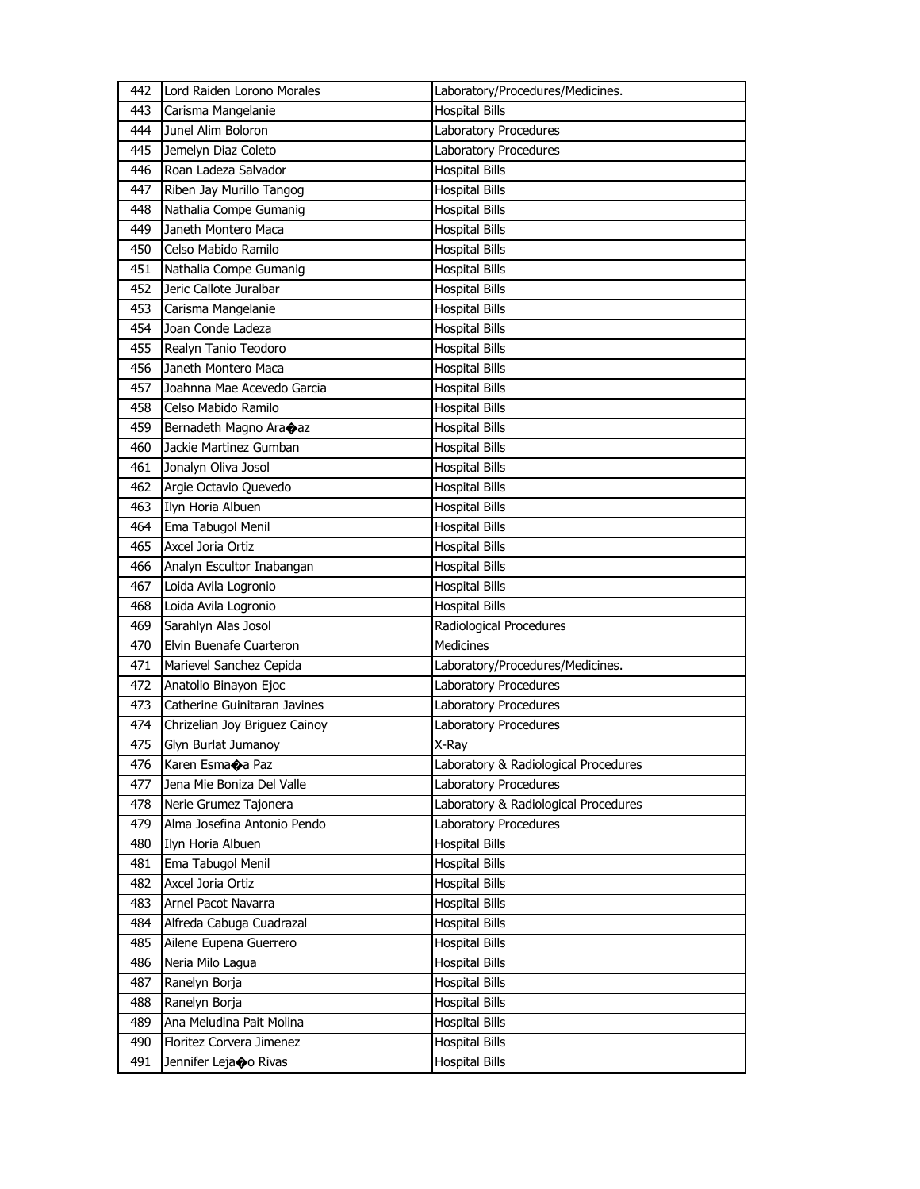| | | |
|---|---|---|
| 442 | Lord Raiden Lorono Morales | Laboratory/Procedures/Medicines. |
| 443 | Carisma Mangelanie | Hospital Bills |
| 444 | Junel Alim Boloron | Laboratory Procedures |
| 445 | Jemelyn Diaz Coleto | Laboratory Procedures |
| 446 | Roan Ladeza Salvador | Hospital Bills |
| 447 | Riben Jay Murillo Tangog | Hospital Bills |
| 448 | Nathalia Compe Gumanig | Hospital Bills |
| 449 | Janeth Montero Maca | Hospital Bills |
| 450 | Celso Mabido Ramilo | Hospital Bills |
| 451 | Nathalia Compe Gumanig | Hospital Bills |
| 452 | Jeric Callote Juralbar | Hospital Bills |
| 453 | Carisma Mangelanie | Hospital Bills |
| 454 | Joan Conde Ladeza | Hospital Bills |
| 455 | Realyn Tanio Teodoro | Hospital Bills |
| 456 | Janeth Montero Maca | Hospital Bills |
| 457 | Joahnna Mae Acevedo Garcia | Hospital Bills |
| 458 | Celso Mabido Ramilo | Hospital Bills |
| 459 | Bernadeth Magno Ara�az | Hospital Bills |
| 460 | Jackie Martinez Gumban | Hospital Bills |
| 461 | Jonalyn Oliva Josol | Hospital Bills |
| 462 | Argie Octavio Quevedo | Hospital Bills |
| 463 | Ilyn Horia Albuen | Hospital Bills |
| 464 | Ema Tabugol Menil | Hospital Bills |
| 465 | Axcel Joria Ortiz | Hospital Bills |
| 466 | Analyn Escultor Inabangan | Hospital Bills |
| 467 | Loida Avila Logronio | Hospital Bills |
| 468 | Loida Avila Logronio | Hospital Bills |
| 469 | Sarahlyn Alas Josol | Radiological Procedures |
| 470 | Elvin Buenafe Cuarteron | Medicines |
| 471 | Marievel Sanchez Cepida | Laboratory/Procedures/Medicines. |
| 472 | Anatolio Binayon Ejoc | Laboratory Procedures |
| 473 | Catherine Guinitaran Javines | Laboratory Procedures |
| 474 | Chrizelian Joy Briguez Cainoy | Laboratory Procedures |
| 475 | Glyn Burlat Jumanoy | X-Ray |
| 476 | Karen Esma�a Paz | Laboratory & Radiological Procedures |
| 477 | Jena Mie Boniza Del Valle | Laboratory Procedures |
| 478 | Nerie Grumez Tajonera | Laboratory & Radiological Procedures |
| 479 | Alma Josefina Antonio Pendo | Laboratory Procedures |
| 480 | Ilyn Horia Albuen | Hospital Bills |
| 481 | Ema Tabugol Menil | Hospital Bills |
| 482 | Axcel Joria Ortiz | Hospital Bills |
| 483 | Arnel Pacot Navarra | Hospital Bills |
| 484 | Alfreda Cabuga Cuadrazal | Hospital Bills |
| 485 | Ailene Eupena Guerrero | Hospital Bills |
| 486 | Neria Milo Lagua | Hospital Bills |
| 487 | Ranelyn Borja | Hospital Bills |
| 488 | Ranelyn Borja | Hospital Bills |
| 489 | Ana Meludina Pait Molina | Hospital Bills |
| 490 | Floritez Corvera Jimenez | Hospital Bills |
| 491 | Jennifer Leja�o Rivas | Hospital Bills |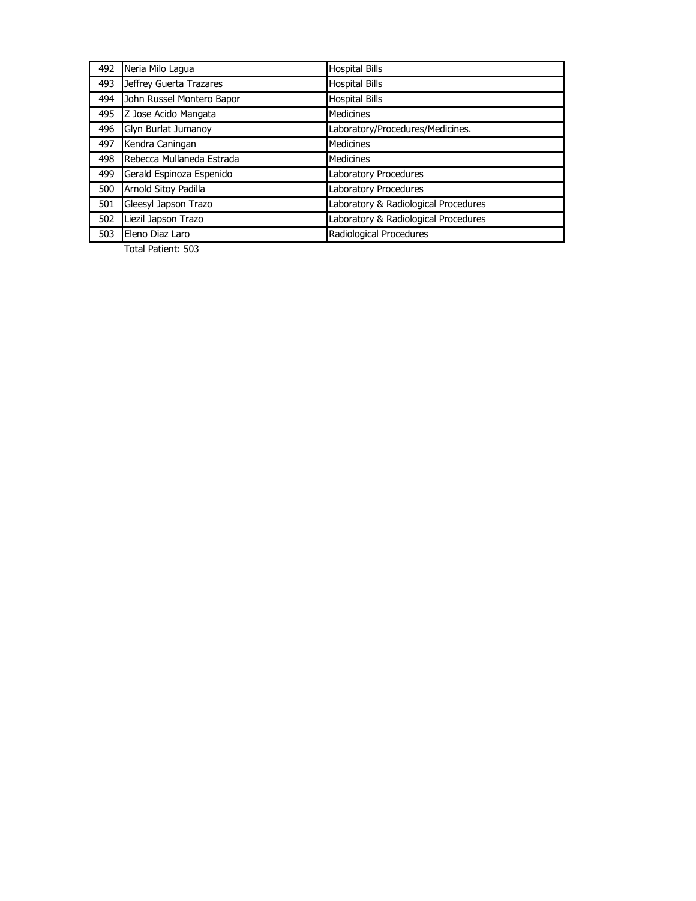| | | |
|---|---|---|
| 492 | Neria Milo Lagua | Hospital Bills |
| 493 | Jeffrey Guerta Trazares | Hospital Bills |
| 494 | John Russel Montero Bapor | Hospital Bills |
| 495 | Z Jose Acido Mangata | Medicines |
| 496 | Glyn Burlat Jumanoy | Laboratory/Procedures/Medicines. |
| 497 | Kendra Caningan | Medicines |
| 498 | Rebecca Mullaneda Estrada | Medicines |
| 499 | Gerald Espinoza Espenido | Laboratory Procedures |
| 500 | Arnold Sitoy Padilla | Laboratory Procedures |
| 501 | Gleesyl Japson Trazo | Laboratory & Radiological Procedures |
| 502 | Liezil Japson Trazo | Laboratory & Radiological Procedures |
| 503 | Eleno Diaz Laro | Radiological Procedures |

Total Patient: 503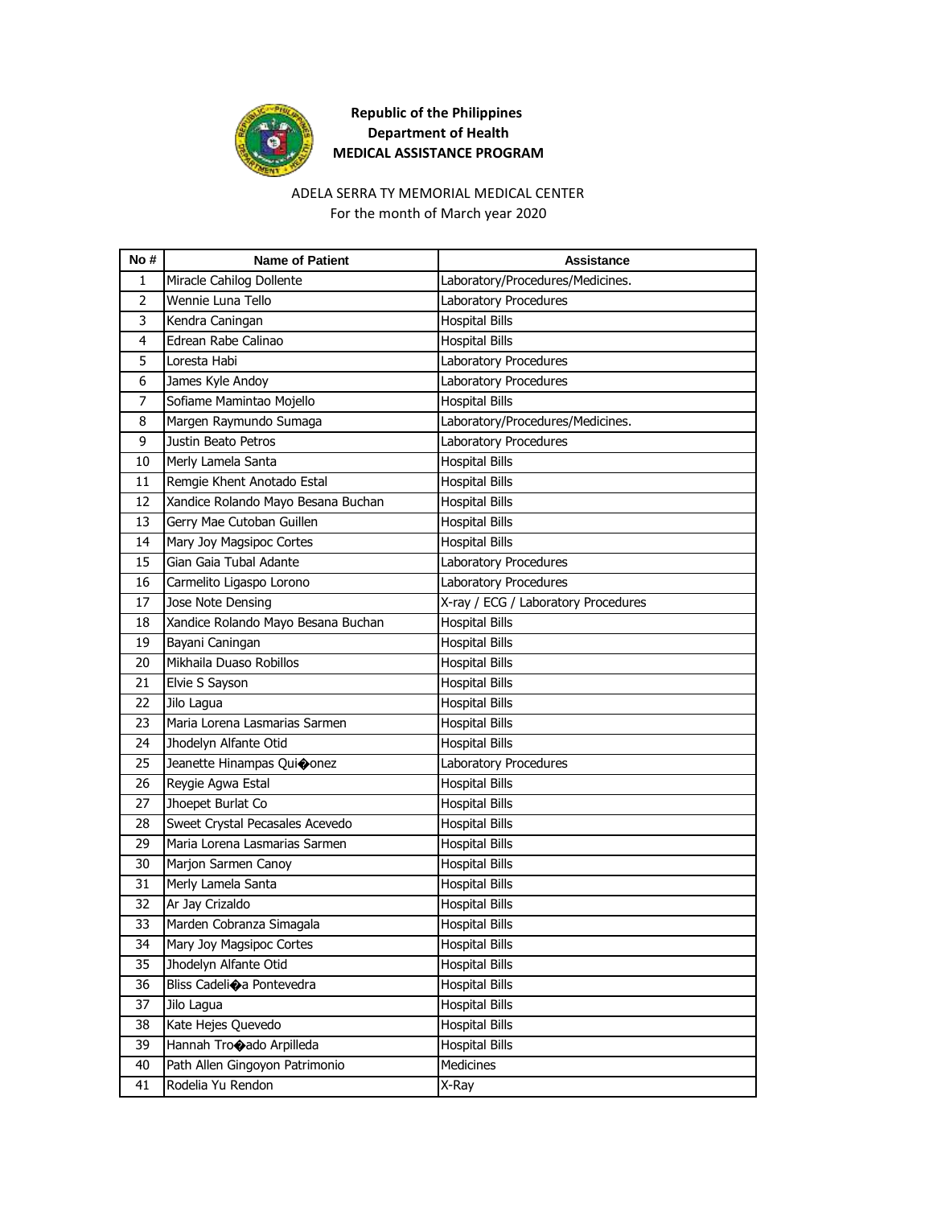**Republic of the Philippines**
**Department of Health**
**MEDICAL ASSISTANCE PROGRAM**

ADELA SERRA TY MEMORIAL MEDICAL CENTER
For the month of March year 2020

| No # | Name of Patient | Assistance |
|---|---|---|
| 1 | Miracle Cahilog Dollente | Laboratory/Procedures/Medicines. |
| 2 | Wennie Luna Tello | Laboratory Procedures |
| 3 | Kendra Caningan | Hospital Bills |
| 4 | Edrean Rabe Calinao | Hospital Bills |
| 5 | Loresta Habi | Laboratory Procedures |
| 6 | James Kyle Andoy | Laboratory Procedures |
| 7 | Sofiame Mamintao Mojello | Hospital Bills |
| 8 | Margen Raymundo Sumaga | Laboratory/Procedures/Medicines. |
| 9 | Justin Beato Petros | Laboratory Procedures |
| 10 | Merly Lamela Santa | Hospital Bills |
| 11 | Remgie Khent Anotado Estal | Hospital Bills |
| 12 | Xandice Rolando Mayo Besana Buchan | Hospital Bills |
| 13 | Gerry Mae Cutoban Guillen | Hospital Bills |
| 14 | Mary Joy Magsipoc Cortes | Hospital Bills |
| 15 | Gian Gaia Tubal Adante | Laboratory Procedures |
| 16 | Carmelito Ligaspo Lorono | Laboratory Procedures |
| 17 | Jose Note Densing | X-ray / ECG / Laboratory Procedures |
| 18 | Xandice Rolando Mayo Besana Buchan | Hospital Bills |
| 19 | Bayani Caningan | Hospital Bills |
| 20 | Mikhaila Duaso Robillos | Hospital Bills |
| 21 | Elvie S Sayson | Hospital Bills |
| 22 | Jilo Lagua | Hospital Bills |
| 23 | Maria Lorena Lasmarias Sarmen | Hospital Bills |
| 24 | Jhodelyn Alfante Otid | Hospital Bills |
| 25 | Jeanette Hinampas Qui�onez | Laboratory Procedures |
| 26 | Reygie Agwa Estal | Hospital Bills |
| 27 | Jhoepet Burlat Co | Hospital Bills |
| 28 | Sweet Crystal Pecasales Acevedo | Hospital Bills |
| 29 | Maria Lorena Lasmarias Sarmen | Hospital Bills |
| 30 | Marjon Sarmen Canoy | Hospital Bills |
| 31 | Merly Lamela Santa | Hospital Bills |
| 32 | Ar Jay Crizaldo | Hospital Bills |
| 33 | Marden Cobranza Simagala | Hospital Bills |
| 34 | Mary Joy Magsipoc Cortes | Hospital Bills |
| 35 | Jhodelyn Alfante Otid | Hospital Bills |
| 36 | Bliss Cadeli�a Pontevedra | Hospital Bills |
| 37 | Jilo Lagua | Hospital Bills |
| 38 | Kate Hejes Quevedo | Hospital Bills |
| 39 | Hannah Tro�ado Arpilleda | Hospital Bills |
| 40 | Path Allen Gingoyon Patrimonio | Medicines |
| 41 | Rodelia Yu Rendon | X-Ray |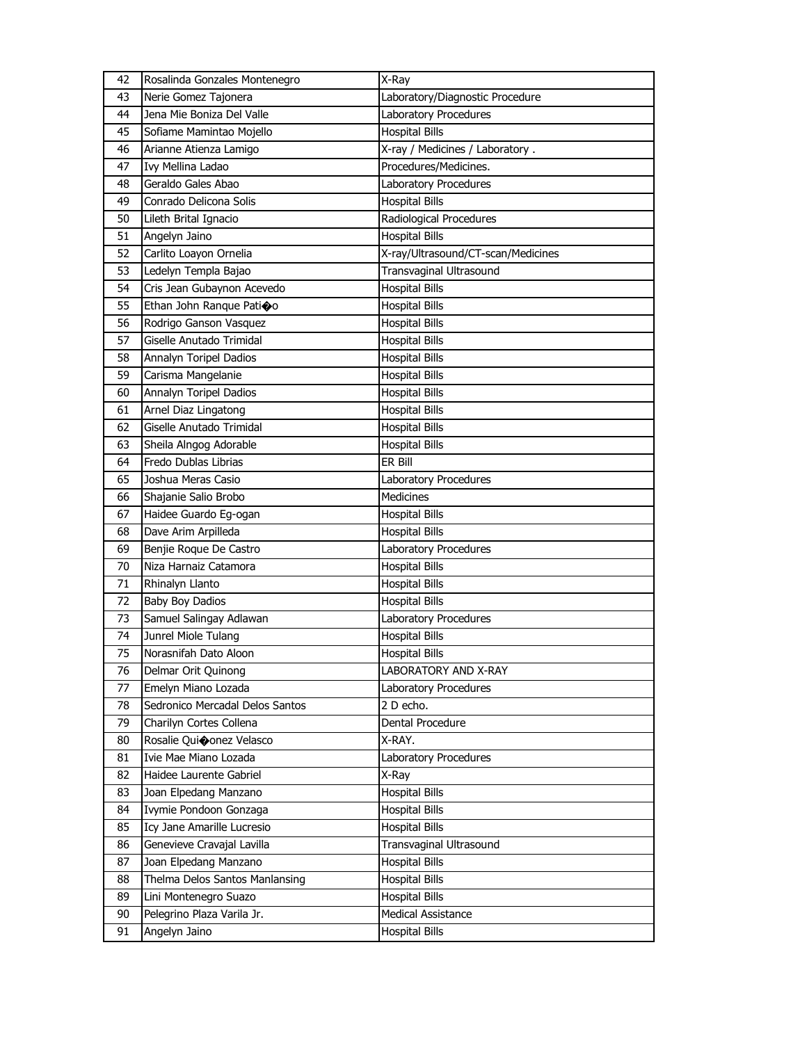| | | |
|---|---|---|
| 42 | Rosalinda Gonzales Montenegro | X-Ray |
| 43 | Nerie Gomez Tajonera | Laboratory/Diagnostic Procedure |
| 44 | Jena Mie Boniza Del Valle | Laboratory Procedures |
| 45 | Sofiame Mamintao Mojello | Hospital Bills |
| 46 | Arianne Atienza Lamigo | X-ray / Medicines / Laboratory . |
| 47 | Ivy Mellina Ladao | Procedures/Medicines. |
| 48 | Geraldo Gales Abao | Laboratory Procedures |
| 49 | Conrado Delicona Solis | Hospital Bills |
| 50 | Lileth Brital Ignacio | Radiological Procedures |
| 51 | Angelyn Jaino | Hospital Bills |
| 52 | Carlito Loayon Ornelia | X-ray/Ultrasound/CT-scan/Medicines |
| 53 | Ledelyn Templa Bajao | Transvaginal Ultrasound |
| 54 | Cris Jean Gubaynon Acevedo | Hospital Bills |
| 55 | Ethan John Ranque Pati�o | Hospital Bills |
| 56 | Rodrigo Ganson Vasquez | Hospital Bills |
| 57 | Giselle Anutado Trimidal | Hospital Bills |
| 58 | Annalyn Toripel Dadios | Hospital Bills |
| 59 | Carisma Mangelanie | Hospital Bills |
| 60 | Annalyn Toripel Dadios | Hospital Bills |
| 61 | Arnel Diaz Lingatong | Hospital Bills |
| 62 | Giselle Anutado Trimidal | Hospital Bills |
| 63 | Sheila Alngog Adorable | Hospital Bills |
| 64 | Fredo Dublas Librias | ER Bill |
| 65 | Joshua Meras Casio | Laboratory Procedures |
| 66 | Shajanie Salio Brobo | Medicines |
| 67 | Haidee Guardo Eg-ogan | Hospital Bills |
| 68 | Dave Arim Arpilleda | Hospital Bills |
| 69 | Benjie Roque De Castro | Laboratory Procedures |
| 70 | Niza Harnaiz Catamora | Hospital Bills |
| 71 | Rhinalyn Llanto | Hospital Bills |
| 72 | Baby Boy Dadios | Hospital Bills |
| 73 | Samuel Salingay Adlawan | Laboratory Procedures |
| 74 | Junrel Miole Tulang | Hospital Bills |
| 75 | Norasnifah Dato Aloon | Hospital Bills |
| 76 | Delmar Orit Quinong | LABORATORY AND X-RAY |
| 77 | Emelyn Miano Lozada | Laboratory Procedures |
| 78 | Sedronico Mercadal Delos Santos | 2 D echo. |
| 79 | Charilyn Cortes Collena | Dental Procedure |
| 80 | Rosalie Qui�onez Velasco | X-RAY. |
| 81 | Ivie Mae Miano Lozada | Laboratory Procedures |
| 82 | Haidee Laurente Gabriel | X-Ray |
| 83 | Joan Elpedang Manzano | Hospital Bills |
| 84 | Ivymie Pondoon Gonzaga | Hospital Bills |
| 85 | Icy Jane Amarille Lucresio | Hospital Bills |
| 86 | Genevieve Cravajal Lavilla | Transvaginal Ultrasound |
| 87 | Joan Elpedang Manzano | Hospital Bills |
| 88 | Thelma Delos Santos Manlansing | Hospital Bills |
| 89 | Lini Montenegro Suazo | Hospital Bills |
| 90 | Pelegrino Plaza Varila Jr. | Medical Assistance |
| 91 | Angelyn Jaino | Hospital Bills |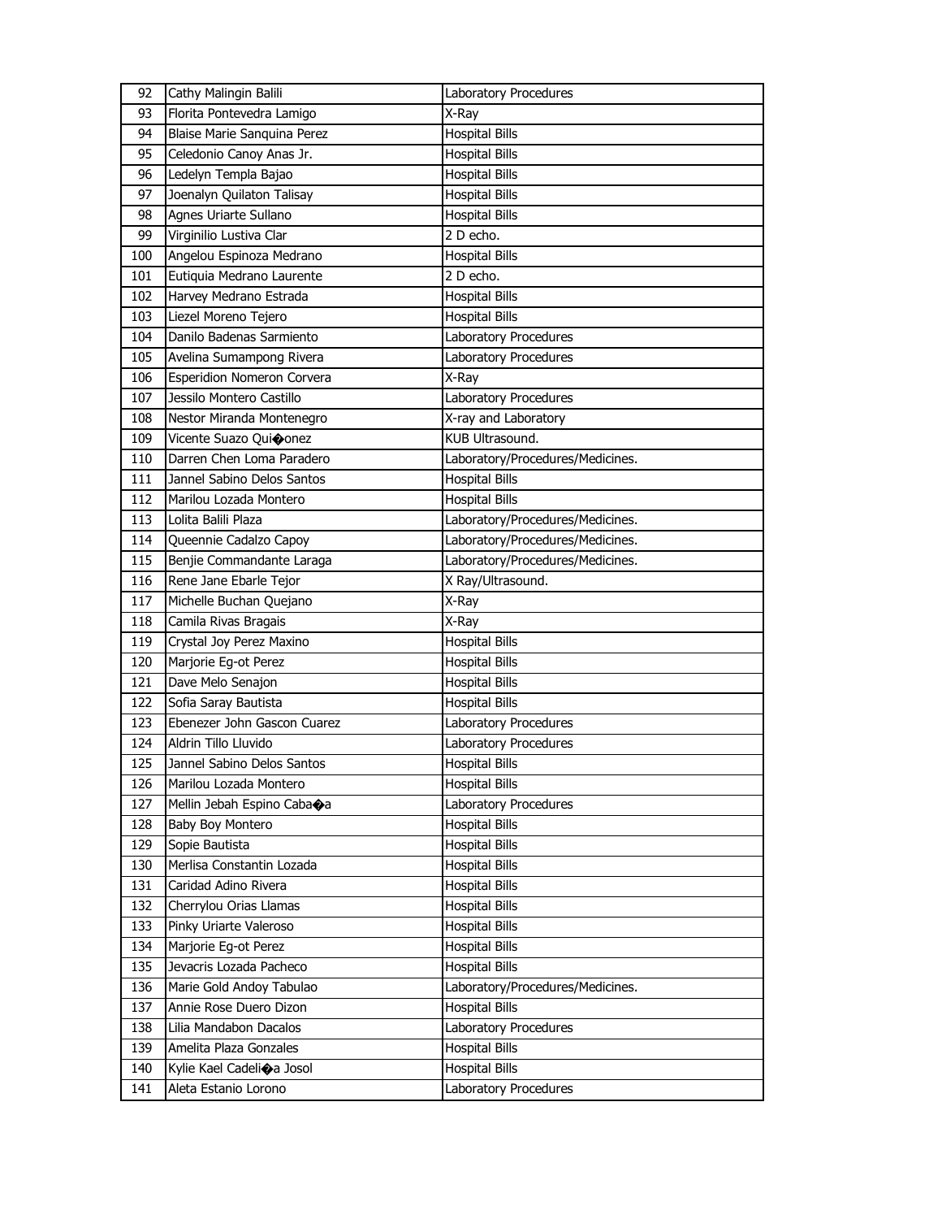| 92 | Cathy Malingin Balili | Laboratory Procedures |
|---|---|---|
| 93 | Florita Pontevedra Lamigo | X-Ray |
| 94 | Blaise Marie Sanquina Perez | Hospital Bills |
| 95 | Celedonio Canoy Anas Jr. | Hospital Bills |
| 96 | Ledelyn Templa Bajao | Hospital Bills |
| 97 | Joenalyn Quilaton Talisay | Hospital Bills |
| 98 | Agnes Uriarte Sullano | Hospital Bills |
| 99 | Virginilio Lustiva Clar | 2 D echo. |
| 100 | Angelou Espinoza Medrano | Hospital Bills |
| 101 | Eutiquia Medrano Laurente | 2 D echo. |
| 102 | Harvey Medrano Estrada | Hospital Bills |
| 103 | Liezel Moreno Tejero | Hospital Bills |
| 104 | Danilo Badenas Sarmiento | Laboratory Procedures |
| 105 | Avelina Sumampong Rivera | Laboratory Procedures |
| 106 | Esperidion Nomeron Corvera | X-Ray |
| 107 | Jessilo Montero Castillo | Laboratory Procedures |
| 108 | Nestor Miranda Montenegro | X-ray and Laboratory |
| 109 | Vicente Suazo Qui�onez | KUB Ultrasound. |
| 110 | Darren Chen Loma Paradero | Laboratory/Procedures/Medicines. |
| 111 | Jannel Sabino Delos Santos | Hospital Bills |
| 112 | Marilou Lozada Montero | Hospital Bills |
| 113 | Lolita Balili Plaza | Laboratory/Procedures/Medicines. |
| 114 | Queennie Cadalzo Capoy | Laboratory/Procedures/Medicines. |
| 115 | Benjie Commandante Laraga | Laboratory/Procedures/Medicines. |
| 116 | Rene Jane Ebarle Tejor | X Ray/Ultrasound. |
| 117 | Michelle Buchan Quejano | X-Ray |
| 118 | Camila Rivas Bragais | X-Ray |
| 119 | Crystal Joy Perez Maxino | Hospital Bills |
| 120 | Marjorie Eg-ot Perez | Hospital Bills |
| 121 | Dave Melo Senajon | Hospital Bills |
| 122 | Sofia Saray Bautista | Hospital Bills |
| 123 | Ebenezer John Gascon Cuarez | Laboratory Procedures |
| 124 | Aldrin Tillo Lluvido | Laboratory Procedures |
| 125 | Jannel Sabino Delos Santos | Hospital Bills |
| 126 | Marilou Lozada Montero | Hospital Bills |
| 127 | Mellin Jebah Espino Caba�a | Laboratory Procedures |
| 128 | Baby Boy Montero | Hospital Bills |
| 129 | Sopie Bautista | Hospital Bills |
| 130 | Merlisa Constantin Lozada | Hospital Bills |
| 131 | Caridad Adino Rivera | Hospital Bills |
| 132 | Cherrylou Orias Llamas | Hospital Bills |
| 133 | Pinky Uriarte Valeroso | Hospital Bills |
| 134 | Marjorie Eg-ot Perez | Hospital Bills |
| 135 | Jevacris Lozada Pacheco | Hospital Bills |
| 136 | Marie Gold Andoy Tabulao | Laboratory/Procedures/Medicines. |
| 137 | Annie Rose Duero Dizon | Hospital Bills |
| 138 | Lilia Mandabon Dacalos | Laboratory Procedures |
| 139 | Amelita Plaza Gonzales | Hospital Bills |
| 140 | Kylie Kael Cadeli�a Josol | Hospital Bills |
| 141 | Aleta Estanio Lorono | Laboratory Procedures |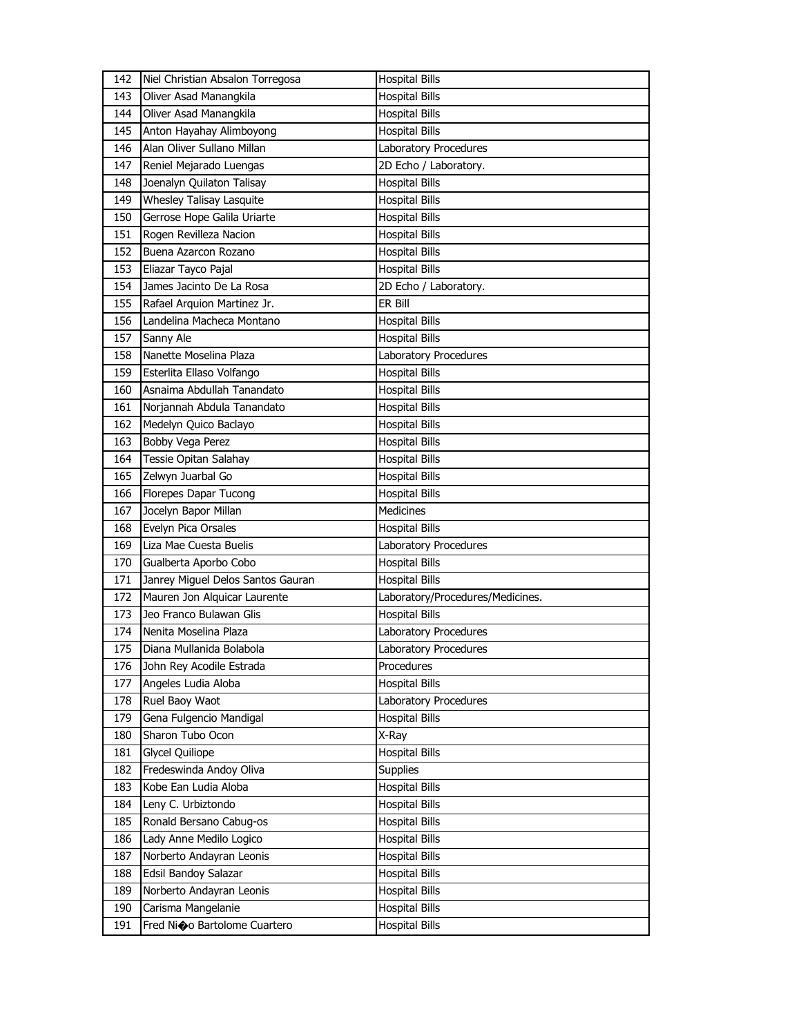| | | |
|---|---|---|
| 142 | Niel Christian Absalon Torregosa | Hospital Bills |
| 143 | Oliver Asad Manangkila | Hospital Bills |
| 144 | Oliver Asad Manangkila | Hospital Bills |
| 145 | Anton Hayahay Alimboyong | Hospital Bills |
| 146 | Alan Oliver Sullano Millan | Laboratory Procedures |
| 147 | Reniel Mejarado Luengas | 2D Echo / Laboratory. |
| 148 | Joenalyn Quilaton Talisay | Hospital Bills |
| 149 | Whesley Talisay Lasquite | Hospital Bills |
| 150 | Gerrose Hope Galila Uriarte | Hospital Bills |
| 151 | Rogen Revilleza Nacion | Hospital Bills |
| 152 | Buena Azarcon Rozano | Hospital Bills |
| 153 | Eliazar Tayco Pajal | Hospital Bills |
| 154 | James Jacinto De La Rosa | 2D Echo / Laboratory. |
| 155 | Rafael Arquion Martinez Jr. | ER Bill |
| 156 | Landelina Macheca Montano | Hospital Bills |
| 157 | Sanny Ale | Hospital Bills |
| 158 | Nanette Moselina Plaza | Laboratory Procedures |
| 159 | Esterlita Ellaso Volfango | Hospital Bills |
| 160 | Asnaima Abdullah Tanandato | Hospital Bills |
| 161 | Norjannah Abdula Tanandato | Hospital Bills |
| 162 | Medelyn Quico Baclayo | Hospital Bills |
| 163 | Bobby Vega Perez | Hospital Bills |
| 164 | Tessie Opitan Salahay | Hospital Bills |
| 165 | Zelwyn Juarbal Go | Hospital Bills |
| 166 | Florepes Dapar Tucong | Hospital Bills |
| 167 | Jocelyn Bapor Millan | Medicines |
| 168 | Evelyn Pica Orsales | Hospital Bills |
| 169 | Liza Mae Cuesta Buelis | Laboratory Procedures |
| 170 | Gualberta Aporbo Cobo | Hospital Bills |
| 171 | Janrey Miguel Delos Santos Gauran | Hospital Bills |
| 172 | Mauren Jon Alquicar Laurente | Laboratory/Procedures/Medicines. |
| 173 | Jeo Franco Bulawan Glis | Hospital Bills |
| 174 | Nenita Moselina Plaza | Laboratory Procedures |
| 175 | Diana Mullanida Bolabola | Laboratory Procedures |
| 176 | John Rey Acodile Estrada | Procedures |
| 177 | Angeles Ludia Aloba | Hospital Bills |
| 178 | Ruel Baoy Waot | Laboratory Procedures |
| 179 | Gena Fulgencio Mandigal | Hospital Bills |
| 180 | Sharon Tubo Ocon | X-Ray |
| 181 | Glycel Quiliope | Hospital Bills |
| 182 | Fredeswinda Andoy Oliva | Supplies |
| 183 | Kobe Ean Ludia Aloba | Hospital Bills |
| 184 | Leny C. Urbiztondo | Hospital Bills |
| 185 | Ronald Bersano Cabug-os | Hospital Bills |
| 186 | Lady Anne Medilo Logico | Hospital Bills |
| 187 | Norberto Andayran Leonis | Hospital Bills |
| 188 | Edsil Bandoy Salazar | Hospital Bills |
| 189 | Norberto Andayran Leonis | Hospital Bills |
| 190 | Carisma Mangelanie | Hospital Bills |
| 191 | Fred Ni�o Bartolome Cuartero | Hospital Bills |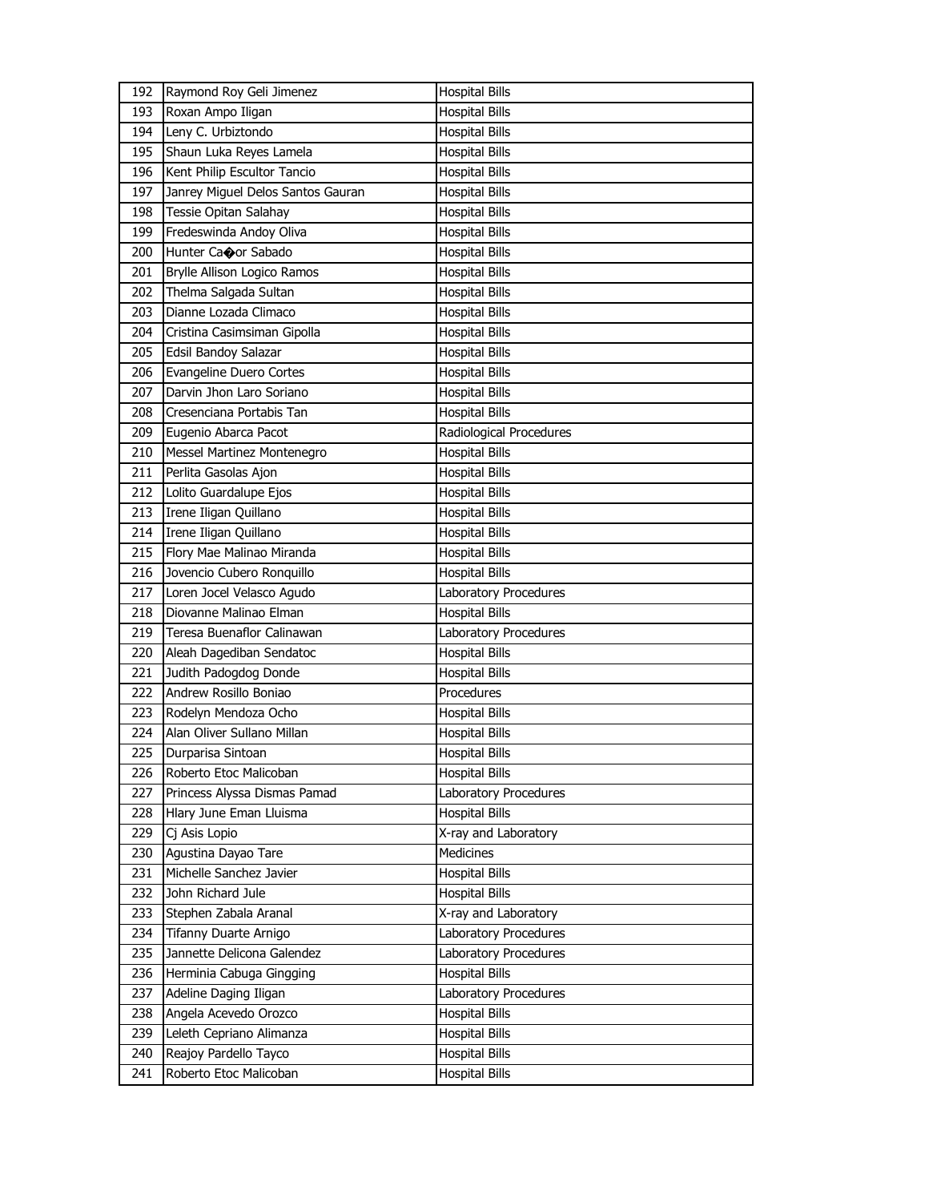| | | |
|---|---|---|
| 192 | Raymond Roy Geli Jimenez | Hospital Bills |
| 193 | Roxan Ampo Iligan | Hospital Bills |
| 194 | Leny C. Urbiztondo | Hospital Bills |
| 195 | Shaun Luka Reyes Lamela | Hospital Bills |
| 196 | Kent Philip Escultor Tancio | Hospital Bills |
| 197 | Janrey Miguel Delos Santos Gauran | Hospital Bills |
| 198 | Tessie Opitan Salahay | Hospital Bills |
| 199 | Fredeswinda Andoy Oliva | Hospital Bills |
| 200 | Hunter Ca�or Sabado | Hospital Bills |
| 201 | Brylle Allison Logico Ramos | Hospital Bills |
| 202 | Thelma Salgada Sultan | Hospital Bills |
| 203 | Dianne Lozada Climaco | Hospital Bills |
| 204 | Cristina Casimsiman Gipolla | Hospital Bills |
| 205 | Edsil Bandoy Salazar | Hospital Bills |
| 206 | Evangeline Duero Cortes | Hospital Bills |
| 207 | Darvin Jhon Laro Soriano | Hospital Bills |
| 208 | Cresenciana Portabis Tan | Hospital Bills |
| 209 | Eugenio Abarca Pacot | Radiological Procedures |
| 210 | Messel Martinez Montenegro | Hospital Bills |
| 211 | Perlita Gasolas Ajon | Hospital Bills |
| 212 | Lolito Guardalupe Ejos | Hospital Bills |
| 213 | Irene Iligan Quillano | Hospital Bills |
| 214 | Irene Iligan Quillano | Hospital Bills |
| 215 | Flory Mae Malinao Miranda | Hospital Bills |
| 216 | Jovencio Cubero Ronquillo | Hospital Bills |
| 217 | Loren Jocel Velasco Agudo | Laboratory Procedures |
| 218 | Diovanne Malinao Elman | Hospital Bills |
| 219 | Teresa Buenaflor Calinawan | Laboratory Procedures |
| 220 | Aleah Dagediban Sendatoc | Hospital Bills |
| 221 | Judith Padogdog Donde | Hospital Bills |
| 222 | Andrew Rosillo Boniao | Procedures |
| 223 | Rodelyn Mendoza Ocho | Hospital Bills |
| 224 | Alan Oliver Sullano Millan | Hospital Bills |
| 225 | Durparisa Sintoan | Hospital Bills |
| 226 | Roberto Etoc Malicoban | Hospital Bills |
| 227 | Princess Alyssa Dismas Pamad | Laboratory Procedures |
| 228 | Hlary June Eman Lluisma | Hospital Bills |
| 229 | Cj Asis Lopio | X-ray and Laboratory |
| 230 | Agustina Dayao Tare | Medicines |
| 231 | Michelle Sanchez Javier | Hospital Bills |
| 232 | John Richard Jule | Hospital Bills |
| 233 | Stephen Zabala Aranal | X-ray and Laboratory |
| 234 | Tifanny Duarte Arnigo | Laboratory Procedures |
| 235 | Jannette Delicona Galendez | Laboratory Procedures |
| 236 | Herminia Cabuga Gingging | Hospital Bills |
| 237 | Adeline Daging Iligan | Laboratory Procedures |
| 238 | Angela Acevedo Orozco | Hospital Bills |
| 239 | Leleth Cepriano Alimanza | Hospital Bills |
| 240 | Reajoy Pardello Tayco | Hospital Bills |
| 241 | Roberto Etoc Malicoban | Hospital Bills |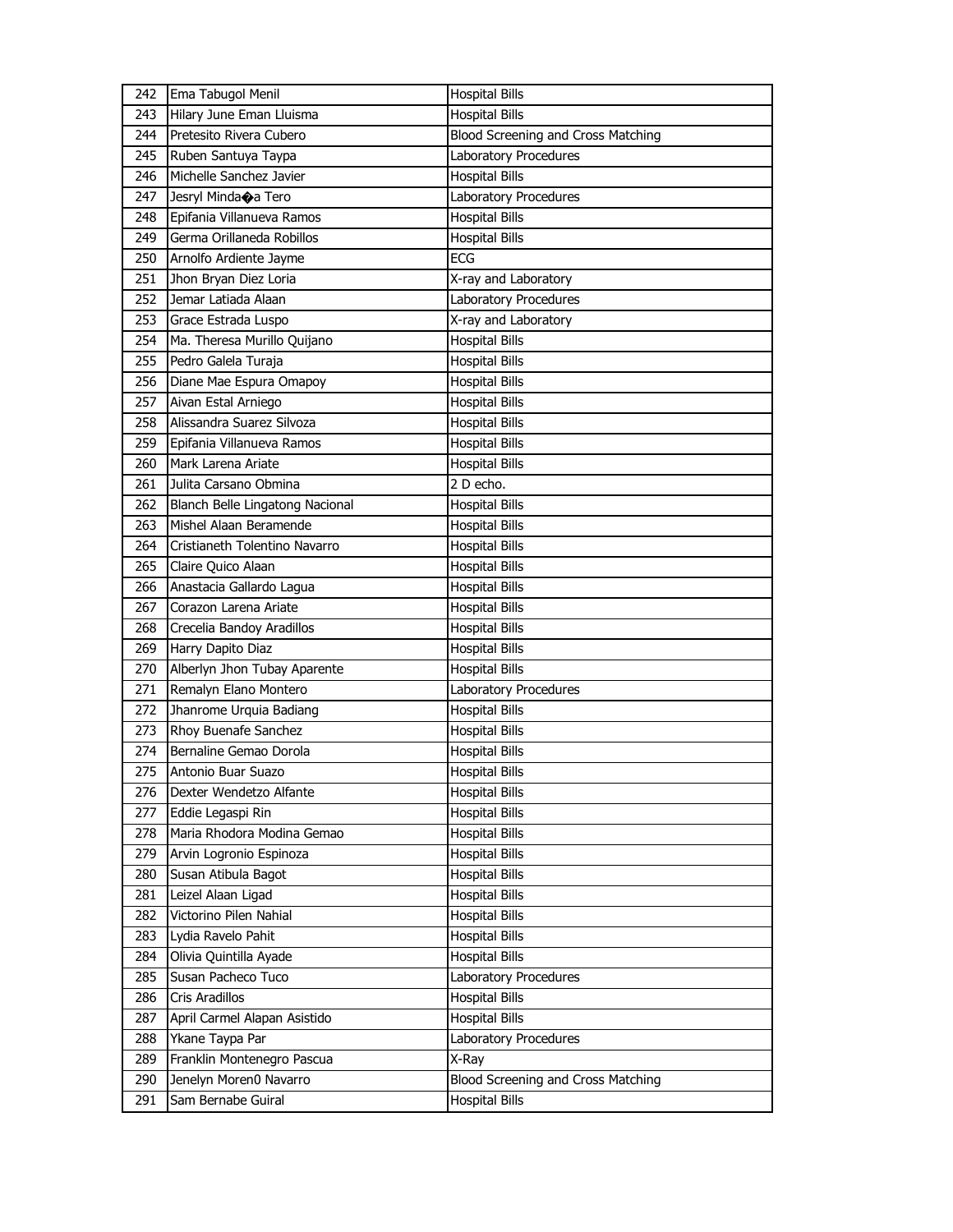| | | |
|---|---|---|
| 242 | Ema Tabugol Menil | Hospital Bills |
| 243 | Hilary June Eman Lluisma | Hospital Bills |
| 244 | Pretesito Rivera Cubero | Blood Screening and Cross Matching |
| 245 | Ruben Santuya Taypa | Laboratory Procedures |
| 246 | Michelle Sanchez Javier | Hospital Bills |
| 247 | Jesryl Minda�a Tero | Laboratory Procedures |
| 248 | Epifania Villanueva Ramos | Hospital Bills |
| 249 | Germa Orillaneda Robillos | Hospital Bills |
| 250 | Arnolfo Ardiente Jayme | ECG |
| 251 | Jhon Bryan Diez Loria | X-ray and Laboratory |
| 252 | Jemar Latiada Alaan | Laboratory Procedures |
| 253 | Grace Estrada Luspo | X-ray and Laboratory |
| 254 | Ma. Theresa Murillo Quijano | Hospital Bills |
| 255 | Pedro Galela Turaja | Hospital Bills |
| 256 | Diane Mae Espura Omapoy | Hospital Bills |
| 257 | Aivan Estal Arniego | Hospital Bills |
| 258 | Alissandra Suarez Silvoza | Hospital Bills |
| 259 | Epifania Villanueva Ramos | Hospital Bills |
| 260 | Mark Larena Ariate | Hospital Bills |
| 261 | Julita Carsano Obmina | 2 D echo. |
| 262 | Blanch Belle Lingatong Nacional | Hospital Bills |
| 263 | Mishel Alaan Beramende | Hospital Bills |
| 264 | Cristianeth Tolentino Navarro | Hospital Bills |
| 265 | Claire Quico Alaan | Hospital Bills |
| 266 | Anastacia Gallardo Lagua | Hospital Bills |
| 267 | Corazon Larena Ariate | Hospital Bills |
| 268 | Crecelia Bandoy Aradillos | Hospital Bills |
| 269 | Harry Dapito Diaz | Hospital Bills |
| 270 | Alberlyn Jhon Tubay Aparente | Hospital Bills |
| 271 | Remalyn Elano Montero | Laboratory Procedures |
| 272 | Jhanrome Urquia Badiang | Hospital Bills |
| 273 | Rhoy Buenafe Sanchez | Hospital Bills |
| 274 | Bernaline Gemao Dorola | Hospital Bills |
| 275 | Antonio Buar Suazo | Hospital Bills |
| 276 | Dexter Wendetzo Alfante | Hospital Bills |
| 277 | Eddie Legaspi Rin | Hospital Bills |
| 278 | Maria Rhodora Modina Gemao | Hospital Bills |
| 279 | Arvin Logronio Espinoza | Hospital Bills |
| 280 | Susan Atibula Bagot | Hospital Bills |
| 281 | Leizel Alaan Ligad | Hospital Bills |
| 282 | Victorino Pilen Nahial | Hospital Bills |
| 283 | Lydia Ravelo Pahit | Hospital Bills |
| 284 | Olivia Quintilla Ayade | Hospital Bills |
| 285 | Susan Pacheco Tuco | Laboratory Procedures |
| 286 | Cris Aradillos | Hospital Bills |
| 287 | April Carmel Alapan Asistido | Hospital Bills |
| 288 | Ykane Taypa Par | Laboratory Procedures |
| 289 | Franklin Montenegro Pascua | X-Ray |
| 290 | Jenelyn Moren0 Navarro | Blood Screening and Cross Matching |
| 291 | Sam Bernabe Guiral | Hospital Bills |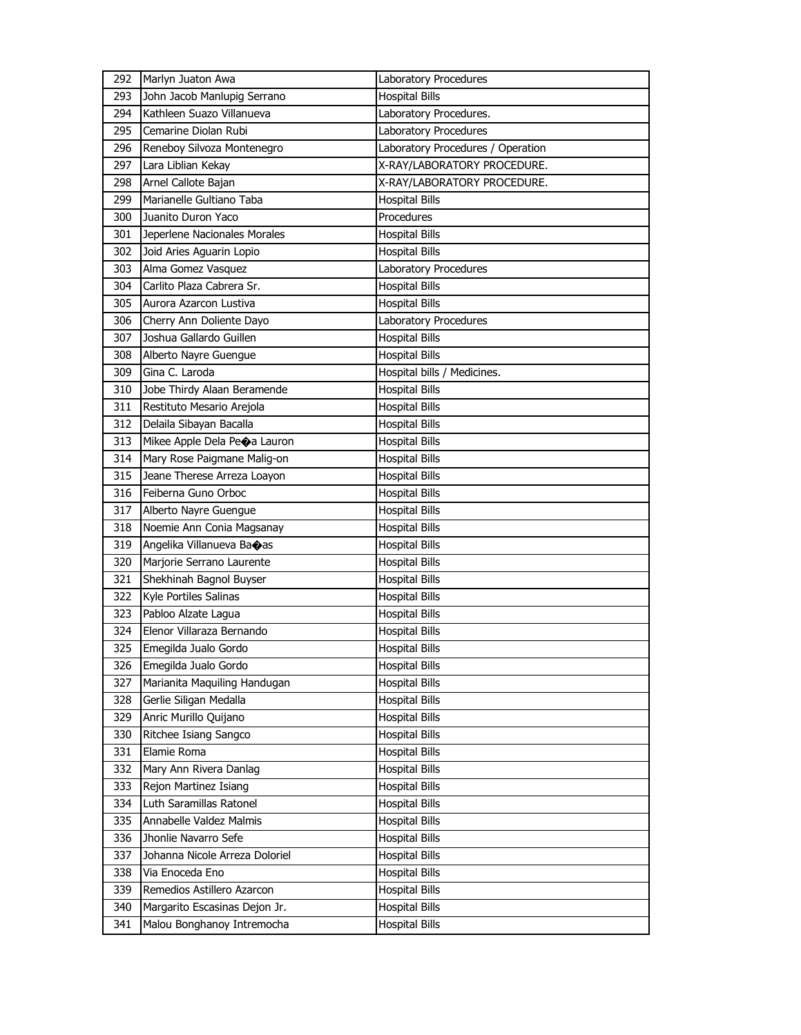| | | |
|---|---|---|
| 292 | Marlyn Juaton Awa | Laboratory Procedures |
| 293 | John Jacob Manlupig Serrano | Hospital Bills |
| 294 | Kathleen Suazo Villanueva | Laboratory Procedures. |
| 295 | Cemarine Diolan Rubi | Laboratory Procedures |
| 296 | Reneboy Silvoza Montenegro | Laboratory Procedures / Operation |
| 297 | Lara Liblian Kekay | X-RAY/LABORATORY PROCEDURE. |
| 298 | Arnel Callote Bajan | X-RAY/LABORATORY PROCEDURE. |
| 299 | Marianelle Gultiano Taba | Hospital Bills |
| 300 | Juanito Duron Yaco | Procedures |
| 301 | Jeperlene Nacionales Morales | Hospital Bills |
| 302 | Joid Aries Aguarin Lopio | Hospital Bills |
| 303 | Alma Gomez Vasquez | Laboratory Procedures |
| 304 | Carlito Plaza Cabrera Sr. | Hospital Bills |
| 305 | Aurora Azarcon Lustiva | Hospital Bills |
| 306 | Cherry Ann Doliente Dayo | Laboratory Procedures |
| 307 | Joshua Gallardo Guillen | Hospital Bills |
| 308 | Alberto Nayre Guengue | Hospital Bills |
| 309 | Gina C. Laroda | Hospital bills / Medicines. |
| 310 | Jobe Thirdy Alaan Beramende | Hospital Bills |
| 311 | Restituto Mesario Arejola | Hospital Bills |
| 312 | Delaila Sibayan Bacalla | Hospital Bills |
| 313 | Mikee Apple Dela Pe�a Lauron | Hospital Bills |
| 314 | Mary Rose Paigmane Malig-on | Hospital Bills |
| 315 | Jeane Therese Arreza Loayon | Hospital Bills |
| 316 | Feiberna Guno Orboc | Hospital Bills |
| 317 | Alberto Nayre Guengue | Hospital Bills |
| 318 | Noemie Ann Conia Magsanay | Hospital Bills |
| 319 | Angelika Villanueva Ba�as | Hospital Bills |
| 320 | Marjorie Serrano Laurente | Hospital Bills |
| 321 | Shekhinah Bagnol Buyser | Hospital Bills |
| 322 | Kyle Portiles Salinas | Hospital Bills |
| 323 | Pabloo Alzate Lagua | Hospital Bills |
| 324 | Elenor Villaraza Bernando | Hospital Bills |
| 325 | Emegilda Jualo Gordo | Hospital Bills |
| 326 | Emegilda Jualo Gordo | Hospital Bills |
| 327 | Marianita Maquiling Handugan | Hospital Bills |
| 328 | Gerlie Siligan Medalla | Hospital Bills |
| 329 | Anric Murillo Quijano | Hospital Bills |
| 330 | Ritchee Isiang Sangco | Hospital Bills |
| 331 | Elamie Roma | Hospital Bills |
| 332 | Mary Ann Rivera Danlag | Hospital Bills |
| 333 | Rejon Martinez Isiang | Hospital Bills |
| 334 | Luth Saramillas Ratonel | Hospital Bills |
| 335 | Annabelle Valdez Malmis | Hospital Bills |
| 336 | Jhonlie Navarro Sefe | Hospital Bills |
| 337 | Johanna Nicole Arreza Doloriel | Hospital Bills |
| 338 | Via Enoceda Eno | Hospital Bills |
| 339 | Remedios Astillero Azarcon | Hospital Bills |
| 340 | Margarito Escasinas Dejon Jr. | Hospital Bills |
| 341 | Malou Bonghanoy Intremocha | Hospital Bills |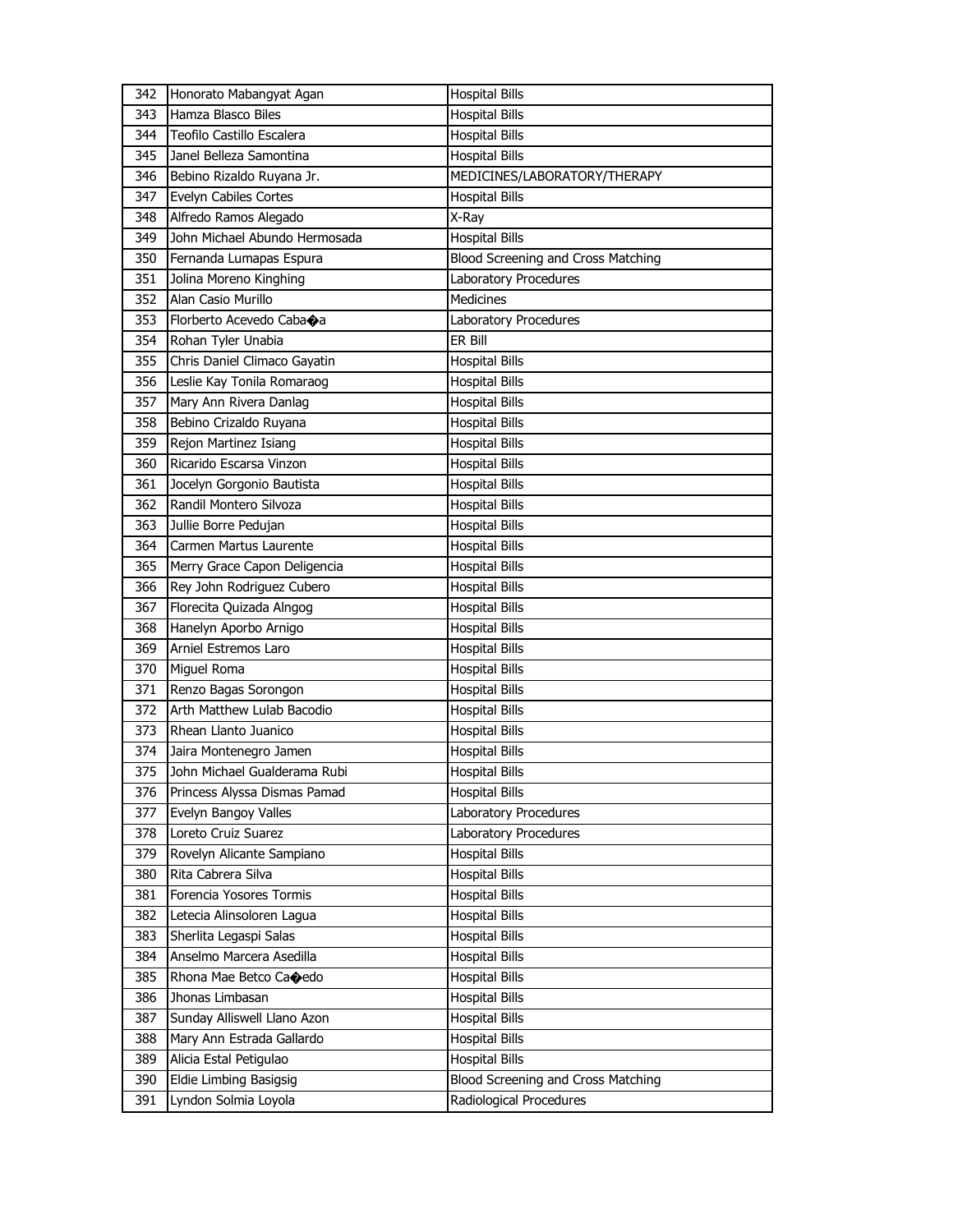| | | |
|---|---|---|
| 342 | Honorato Mabangyat Agan | Hospital Bills |
| 343 | Hamza Blasco Biles | Hospital Bills |
| 344 | Teofilo Castillo Escalera | Hospital Bills |
| 345 | Janel Belleza Samontina | Hospital Bills |
| 346 | Bebino Rizaldo Ruyana Jr. | MEDICINES/LABORATORY/THERAPY |
| 347 | Evelyn Cabiles Cortes | Hospital Bills |
| 348 | Alfredo Ramos Alegado | X-Ray |
| 349 | John Michael Abundo Hermosada | Hospital Bills |
| 350 | Fernanda Lumapas Espura | Blood Screening and Cross Matching |
| 351 | Jolina Moreno Kinghing | Laboratory Procedures |
| 352 | Alan Casio Murillo | Medicines |
| 353 | Florberto Acevedo Caba�a | Laboratory Procedures |
| 354 | Rohan Tyler Unabia | ER Bill |
| 355 | Chris Daniel Climaco Gayatin | Hospital Bills |
| 356 | Leslie Kay Tonila Romaraog | Hospital Bills |
| 357 | Mary Ann Rivera Danlag | Hospital Bills |
| 358 | Bebino Crizaldo Ruyana | Hospital Bills |
| 359 | Rejon Martinez Isiang | Hospital Bills |
| 360 | Ricarido Escarsa Vinzon | Hospital Bills |
| 361 | Jocelyn Gorgonio Bautista | Hospital Bills |
| 362 | Randil Montero Silvoza | Hospital Bills |
| 363 | Jullie Borre Pedujan | Hospital Bills |
| 364 | Carmen Martus Laurente | Hospital Bills |
| 365 | Merry Grace Capon Deligencia | Hospital Bills |
| 366 | Rey John Rodriguez Cubero | Hospital Bills |
| 367 | Florecita Quizada Alngog | Hospital Bills |
| 368 | Hanelyn Aporbo Arnigo | Hospital Bills |
| 369 | Arniel Estremos Laro | Hospital Bills |
| 370 | Miguel Roma | Hospital Bills |
| 371 | Renzo Bagas Sorongon | Hospital Bills |
| 372 | Arth Matthew Lulab Bacodio | Hospital Bills |
| 373 | Rhean Llanto Juanico | Hospital Bills |
| 374 | Jaira Montenegro Jamen | Hospital Bills |
| 375 | John Michael Gualderama Rubi | Hospital Bills |
| 376 | Princess Alyssa Dismas Pamad | Hospital Bills |
| 377 | Evelyn Bangoy Valles | Laboratory Procedures |
| 378 | Loreto Cruiz Suarez | Laboratory Procedures |
| 379 | Rovelyn Alicante Sampiano | Hospital Bills |
| 380 | Rita Cabrera Silva | Hospital Bills |
| 381 | Forencia Yosores Tormis | Hospital Bills |
| 382 | Letecia Alinsoloren Lagua | Hospital Bills |
| 383 | Sherlita Legaspi Salas | Hospital Bills |
| 384 | Anselmo Marcera Asedilla | Hospital Bills |
| 385 | Rhona Mae Betco Ca�edo | Hospital Bills |
| 386 | Jhonas Limbasan | Hospital Bills |
| 387 | Sunday Alliswell Llano Azon | Hospital Bills |
| 388 | Mary Ann Estrada Gallardo | Hospital Bills |
| 389 | Alicia Estal Petigulao | Hospital Bills |
| 390 | Eldie Limbing Basigsig | Blood Screening and Cross Matching |
| 391 | Lyndon Solmia Loyola | Radiological Procedures |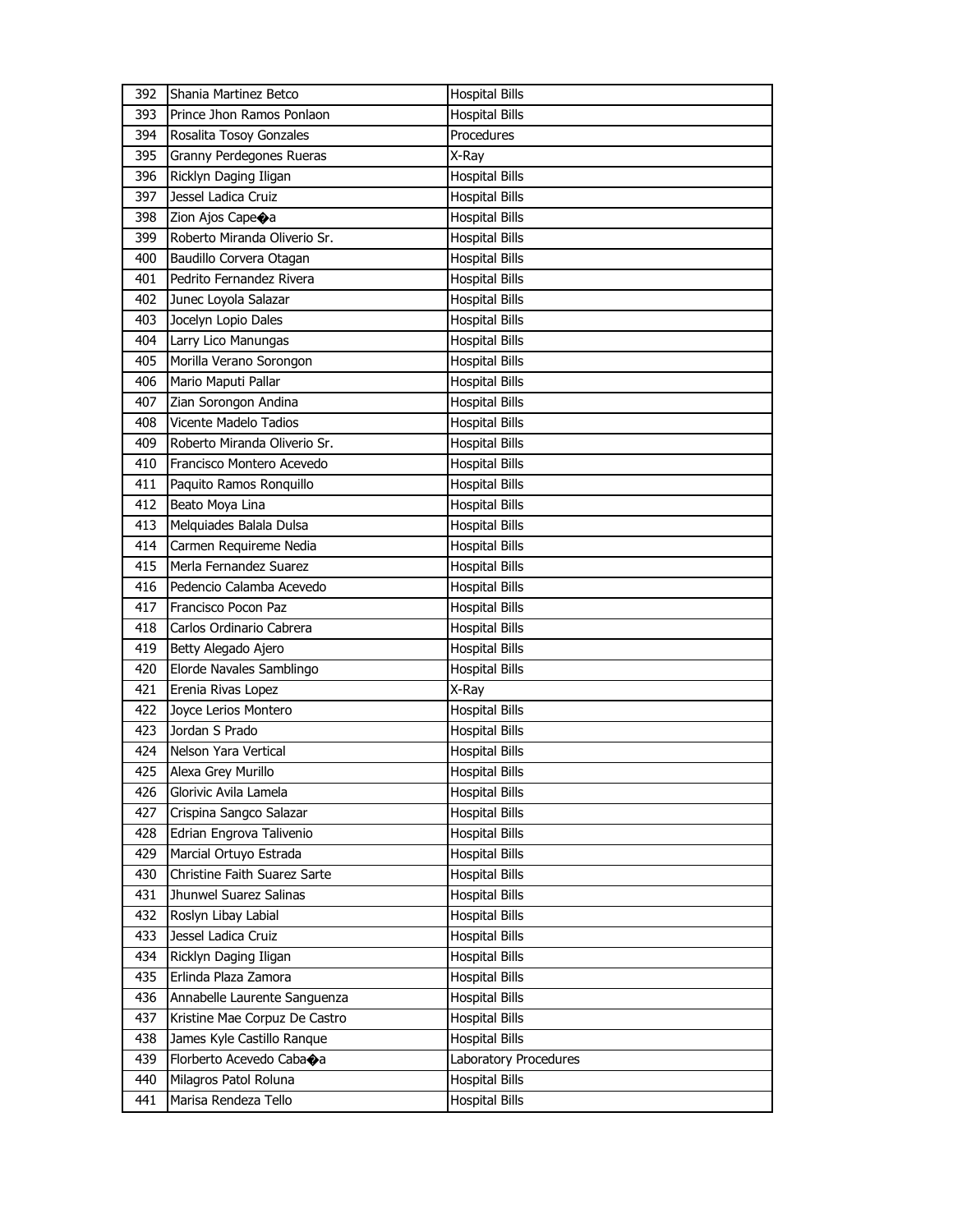| | | |
|---|---|---|
| 392 | Shania Martinez Betco | Hospital Bills |
| 393 | Prince Jhon Ramos Ponlaon | Hospital Bills |
| 394 | Rosalita Tosoy Gonzales | Procedures |
| 395 | Granny Perdegones Rueras | X-Ray |
| 396 | Ricklyn Daging Iligan | Hospital Bills |
| 397 | Jessel Ladica Cruiz | Hospital Bills |
| 398 | Zion Ajos Cape�a | Hospital Bills |
| 399 | Roberto Miranda Oliverio Sr. | Hospital Bills |
| 400 | Baudillo Corvera Otagan | Hospital Bills |
| 401 | Pedrito Fernandez Rivera | Hospital Bills |
| 402 | Junec Loyola Salazar | Hospital Bills |
| 403 | Jocelyn Lopio Dales | Hospital Bills |
| 404 | Larry Lico Manungas | Hospital Bills |
| 405 | Morilla Verano Sorongon | Hospital Bills |
| 406 | Mario Maputi Pallar | Hospital Bills |
| 407 | Zian Sorongon Andina | Hospital Bills |
| 408 | Vicente Madelo Tadios | Hospital Bills |
| 409 | Roberto Miranda Oliverio Sr. | Hospital Bills |
| 410 | Francisco Montero Acevedo | Hospital Bills |
| 411 | Paquito Ramos Ronquillo | Hospital Bills |
| 412 | Beato Moya Lina | Hospital Bills |
| 413 | Melquiades Balala Dulsa | Hospital Bills |
| 414 | Carmen Requireme Nedia | Hospital Bills |
| 415 | Merla Fernandez Suarez | Hospital Bills |
| 416 | Pedencio Calamba Acevedo | Hospital Bills |
| 417 | Francisco Pocon Paz | Hospital Bills |
| 418 | Carlos Ordinario Cabrera | Hospital Bills |
| 419 | Betty Alegado Ajero | Hospital Bills |
| 420 | Elorde Navales Samblingo | Hospital Bills |
| 421 | Erenia Rivas Lopez | X-Ray |
| 422 | Joyce Lerios Montero | Hospital Bills |
| 423 | Jordan S Prado | Hospital Bills |
| 424 | Nelson Yara Vertical | Hospital Bills |
| 425 | Alexa Grey Murillo | Hospital Bills |
| 426 | Glorivic Avila Lamela | Hospital Bills |
| 427 | Crispina Sangco Salazar | Hospital Bills |
| 428 | Edrian Engrova Talivenio | Hospital Bills |
| 429 | Marcial Ortuyo Estrada | Hospital Bills |
| 430 | Christine Faith Suarez Sarte | Hospital Bills |
| 431 | Jhunwel Suarez Salinas | Hospital Bills |
| 432 | Roslyn Libay Labial | Hospital Bills |
| 433 | Jessel Ladica Cruiz | Hospital Bills |
| 434 | Ricklyn Daging Iligan | Hospital Bills |
| 435 | Erlinda Plaza Zamora | Hospital Bills |
| 436 | Annabelle Laurente Sanguenza | Hospital Bills |
| 437 | Kristine Mae Corpuz De Castro | Hospital Bills |
| 438 | James Kyle Castillo Ranque | Hospital Bills |
| 439 | Florberto Acevedo Caba�a | Laboratory Procedures |
| 440 | Milagros Patol Roluna | Hospital Bills |
| 441 | Marisa Rendeza Tello | Hospital Bills |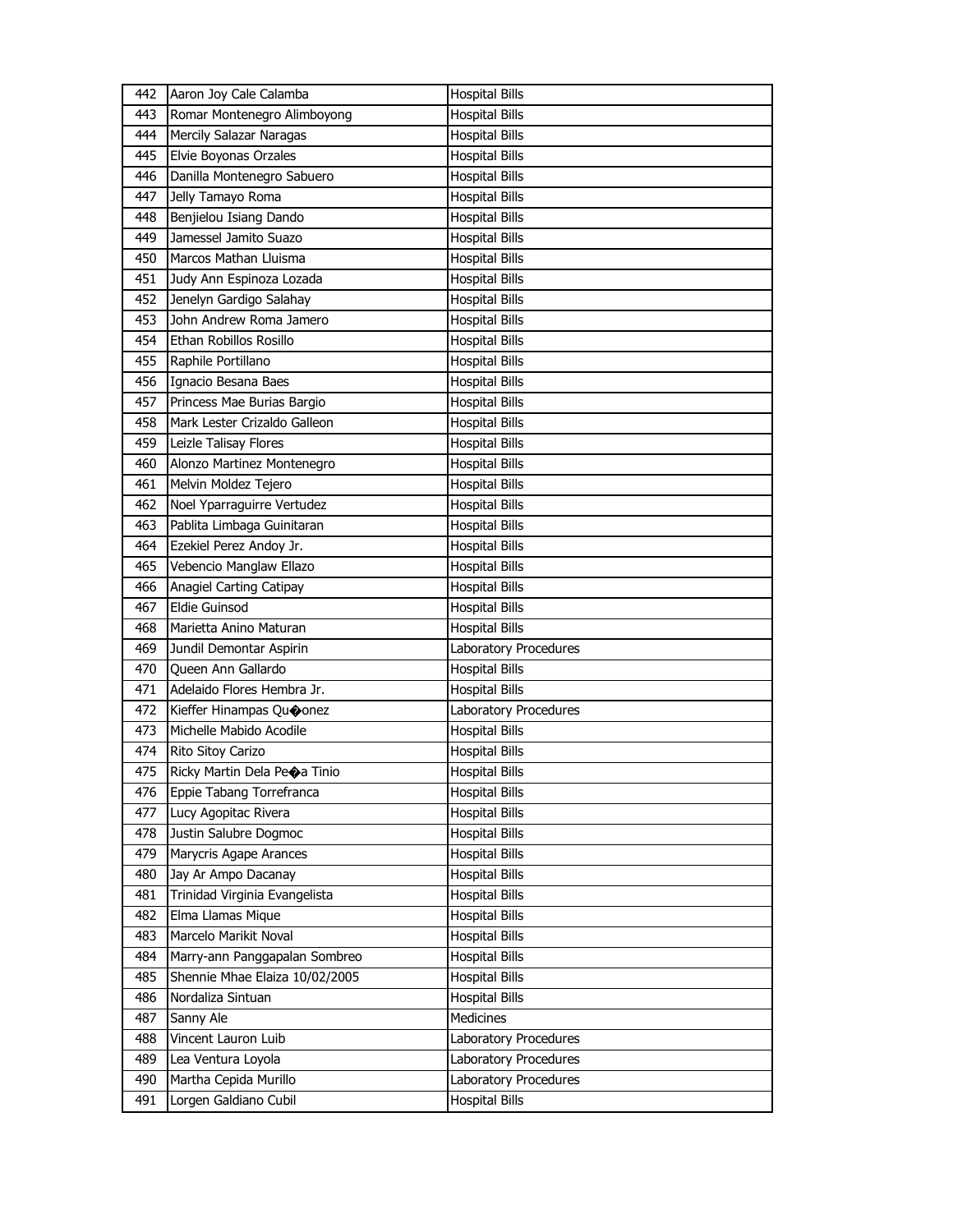| | | |
|---|---|---|
| 442 | Aaron Joy Cale Calamba | Hospital Bills |
| 443 | Romar Montenegro Alimboyong | Hospital Bills |
| 444 | Mercily Salazar Naragas | Hospital Bills |
| 445 | Elvie Boyonas Orzales | Hospital Bills |
| 446 | Danilla Montenegro Sabuero | Hospital Bills |
| 447 | Jelly Tamayo Roma | Hospital Bills |
| 448 | Benjielou Isiang Dando | Hospital Bills |
| 449 | Jamessel Jamito Suazo | Hospital Bills |
| 450 | Marcos Mathan Lluisma | Hospital Bills |
| 451 | Judy Ann Espinoza Lozada | Hospital Bills |
| 452 | Jenelyn Gardigo Salahay | Hospital Bills |
| 453 | John Andrew Roma Jamero | Hospital Bills |
| 454 | Ethan Robillos Rosillo | Hospital Bills |
| 455 | Raphile Portillano | Hospital Bills |
| 456 | Ignacio Besana Baes | Hospital Bills |
| 457 | Princess Mae Burias Bargio | Hospital Bills |
| 458 | Mark Lester Crizaldo Galleon | Hospital Bills |
| 459 | Leizle Talisay Flores | Hospital Bills |
| 460 | Alonzo Martinez Montenegro | Hospital Bills |
| 461 | Melvin Moldez Tejero | Hospital Bills |
| 462 | Noel Yparraguirre Vertudez | Hospital Bills |
| 463 | Pablita Limbaga Guinitaran | Hospital Bills |
| 464 | Ezekiel Perez Andoy Jr. | Hospital Bills |
| 465 | Vebencio Manglaw Ellazo | Hospital Bills |
| 466 | Anagiel Carting Catipay | Hospital Bills |
| 467 | Eldie Guinsod | Hospital Bills |
| 468 | Marietta Anino Maturan | Hospital Bills |
| 469 | Jundil Demontar Aspirin | Laboratory Procedures |
| 470 | Queen Ann Gallardo | Hospital Bills |
| 471 | Adelaido Flores Hembra Jr. | Hospital Bills |
| 472 | Kieffer Hinampas Qu�onez | Laboratory Procedures |
| 473 | Michelle Mabido Acodile | Hospital Bills |
| 474 | Rito Sitoy Carizo | Hospital Bills |
| 475 | Ricky Martin Dela Pe�a Tinio | Hospital Bills |
| 476 | Eppie Tabang Torrefranca | Hospital Bills |
| 477 | Lucy Agopitac Rivera | Hospital Bills |
| 478 | Justin Salubre Dogmoc | Hospital Bills |
| 479 | Marycris Agape Arances | Hospital Bills |
| 480 | Jay Ar Ampo Dacanay | Hospital Bills |
| 481 | Trinidad Virginia Evangelista | Hospital Bills |
| 482 | Elma Llamas Mique | Hospital Bills |
| 483 | Marcelo Marikit Noval | Hospital Bills |
| 484 | Marry-ann Panggapalan Sombreo | Hospital Bills |
| 485 | Shennie Mhae Elaiza 10/02/2005 | Hospital Bills |
| 486 | Nordaliza Sintuan | Hospital Bills |
| 487 | Sanny Ale | Medicines |
| 488 | Vincent Lauron Luib | Laboratory Procedures |
| 489 | Lea Ventura Loyola | Laboratory Procedures |
| 490 | Martha Cepida Murillo | Laboratory Procedures |
| 491 | Lorgen Galdiano Cubil | Hospital Bills |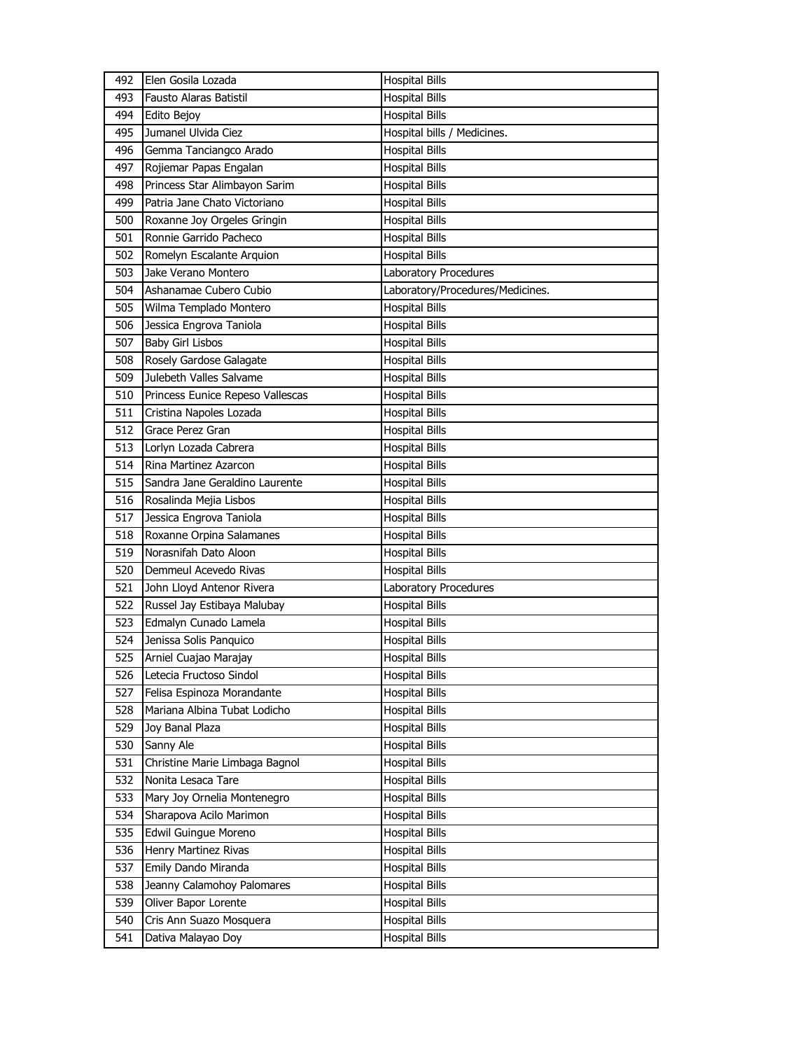| | | |
|---|---|---|
| 492 | Elen Gosila Lozada | Hospital Bills |
| 493 | Fausto Alaras Batistil | Hospital Bills |
| 494 | Edito Bejoy | Hospital Bills |
| 495 | Jumanel Ulvida Ciez | Hospital bills / Medicines. |
| 496 | Gemma Tanciangco Arado | Hospital Bills |
| 497 | Rojiemar Papas Engalan | Hospital Bills |
| 498 | Princess Star Alimbayon Sarim | Hospital Bills |
| 499 | Patria Jane Chato Victoriano | Hospital Bills |
| 500 | Roxanne Joy Orgeles Gringin | Hospital Bills |
| 501 | Ronnie Garrido Pacheco | Hospital Bills |
| 502 | Romelyn Escalante Arquion | Hospital Bills |
| 503 | Jake Verano Montero | Laboratory Procedures |
| 504 | Ashanamae Cubero Cubio | Laboratory/Procedures/Medicines. |
| 505 | Wilma Templado Montero | Hospital Bills |
| 506 | Jessica Engrova Taniola | Hospital Bills |
| 507 | Baby Girl Lisbos | Hospital Bills |
| 508 | Rosely Gardose Galagate | Hospital Bills |
| 509 | Julebeth Valles Salvame | Hospital Bills |
| 510 | Princess Eunice Repeso Vallescas | Hospital Bills |
| 511 | Cristina Napoles Lozada | Hospital Bills |
| 512 | Grace Perez Gran | Hospital Bills |
| 513 | Lorlyn Lozada Cabrera | Hospital Bills |
| 514 | Rina Martinez Azarcon | Hospital Bills |
| 515 | Sandra Jane Geraldino Laurente | Hospital Bills |
| 516 | Rosalinda Mejia Lisbos | Hospital Bills |
| 517 | Jessica Engrova Taniola | Hospital Bills |
| 518 | Roxanne Orpina Salamanes | Hospital Bills |
| 519 | Norasnifah Dato Aloon | Hospital Bills |
| 520 | Demmeul Acevedo Rivas | Hospital Bills |
| 521 | John Lloyd Antenor Rivera | Laboratory Procedures |
| 522 | Russel Jay Estibaya Malubay | Hospital Bills |
| 523 | Edmalyn Cunado Lamela | Hospital Bills |
| 524 | Jenissa Solis Panquico | Hospital Bills |
| 525 | Arniel Cuajao Marajay | Hospital Bills |
| 526 | Letecia Fructoso Sindol | Hospital Bills |
| 527 | Felisa Espinoza Morandante | Hospital Bills |
| 528 | Mariana Albina Tubat Lodicho | Hospital Bills |
| 529 | Joy Banal Plaza | Hospital Bills |
| 530 | Sanny Ale | Hospital Bills |
| 531 | Christine Marie Limbaga Bagnol | Hospital Bills |
| 532 | Nonita Lesaca Tare | Hospital Bills |
| 533 | Mary Joy Ornelia Montenegro | Hospital Bills |
| 534 | Sharapova Acilo Marimon | Hospital Bills |
| 535 | Edwil Guingue Moreno | Hospital Bills |
| 536 | Henry Martinez Rivas | Hospital Bills |
| 537 | Emily Dando Miranda | Hospital Bills |
| 538 | Jeanny Calamohoy Palomares | Hospital Bills |
| 539 | Oliver Bapor Lorente | Hospital Bills |
| 540 | Cris Ann Suazo Mosquera | Hospital Bills |
| 541 | Dativa Malayao Doy | Hospital Bills |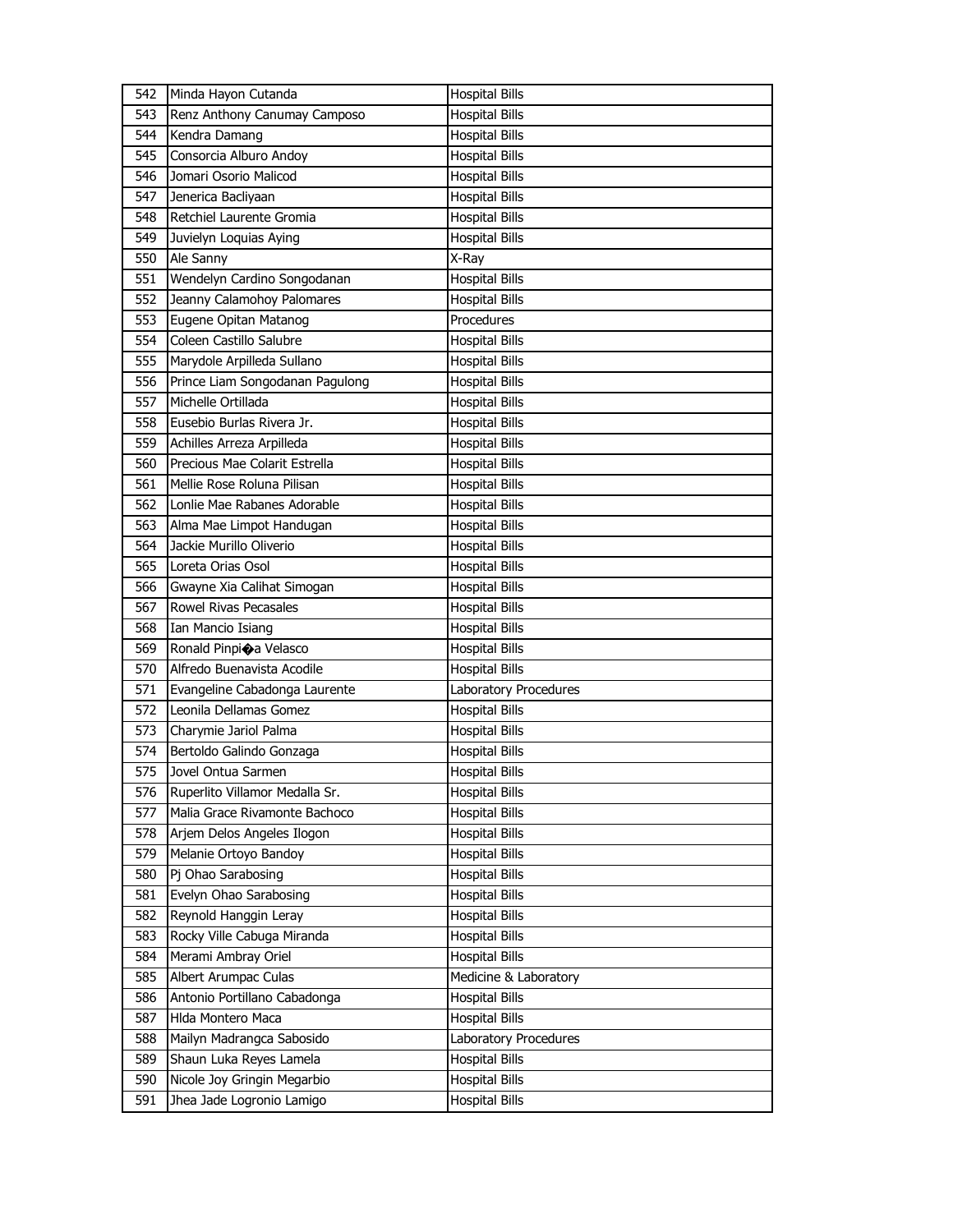| | | |
|---|---|---|
| 542 | Minda Hayon Cutanda | Hospital Bills |
| 543 | Renz Anthony Canumay Camposo | Hospital Bills |
| 544 | Kendra Damang | Hospital Bills |
| 545 | Consorcia Alburo Andoy | Hospital Bills |
| 546 | Jomari Osorio Malicod | Hospital Bills |
| 547 | Jenerica Bacliyaan | Hospital Bills |
| 548 | Retchiel Laurente Gromia | Hospital Bills |
| 549 | Juvielyn Loquias Aying | Hospital Bills |
| 550 | Ale Sanny | X-Ray |
| 551 | Wendelyn Cardino Songodanan | Hospital Bills |
| 552 | Jeanny Calamohoy Palomares | Hospital Bills |
| 553 | Eugene Opitan Matanog | Procedures |
| 554 | Coleen Castillo Salubre | Hospital Bills |
| 555 | Marydole Arpilleda Sullano | Hospital Bills |
| 556 | Prince Liam Songodanan Pagulong | Hospital Bills |
| 557 | Michelle Ortillada | Hospital Bills |
| 558 | Eusebio Burlas Rivera Jr. | Hospital Bills |
| 559 | Achilles Arreza Arpilleda | Hospital Bills |
| 560 | Precious Mae Colarit Estrella | Hospital Bills |
| 561 | Mellie Rose Roluna Pilisan | Hospital Bills |
| 562 | Lonlie Mae Rabanes Adorable | Hospital Bills |
| 563 | Alma Mae Limpot Handugan | Hospital Bills |
| 564 | Jackie Murillo Oliverio | Hospital Bills |
| 565 | Loreta Orias Osol | Hospital Bills |
| 566 | Gwayne Xia Calihat Simogan | Hospital Bills |
| 567 | Rowel Rivas Pecasales | Hospital Bills |
| 568 | Ian Mancio Isiang | Hospital Bills |
| 569 | Ronald Pinpi�a Velasco | Hospital Bills |
| 570 | Alfredo Buenavista Acodile | Hospital Bills |
| 571 | Evangeline Cabadonga Laurente | Laboratory Procedures |
| 572 | Leonila Dellamas Gomez | Hospital Bills |
| 573 | Charymie Jariol Palma | Hospital Bills |
| 574 | Bertoldo Galindo Gonzaga | Hospital Bills |
| 575 | Jovel Ontua Sarmen | Hospital Bills |
| 576 | Ruperlito Villamor Medalla Sr. | Hospital Bills |
| 577 | Malia Grace Rivamonte Bachoco | Hospital Bills |
| 578 | Arjem Delos Angeles Ilogon | Hospital Bills |
| 579 | Melanie Ortoyo Bandoy | Hospital Bills |
| 580 | Pj Ohao Sarabosing | Hospital Bills |
| 581 | Evelyn Ohao Sarabosing | Hospital Bills |
| 582 | Reynold Hanggin Leray | Hospital Bills |
| 583 | Rocky Ville Cabuga Miranda | Hospital Bills |
| 584 | Merami Ambray Oriel | Hospital Bills |
| 585 | Albert Arumpac Culas | Medicine & Laboratory |
| 586 | Antonio Portillano Cabadonga | Hospital Bills |
| 587 | Hlda Montero Maca | Hospital Bills |
| 588 | Mailyn Madrangca Sabosido | Laboratory Procedures |
| 589 | Shaun Luka Reyes Lamela | Hospital Bills |
| 590 | Nicole Joy Gringin Megarbio | Hospital Bills |
| 591 | Jhea Jade Logronio Lamigo | Hospital Bills |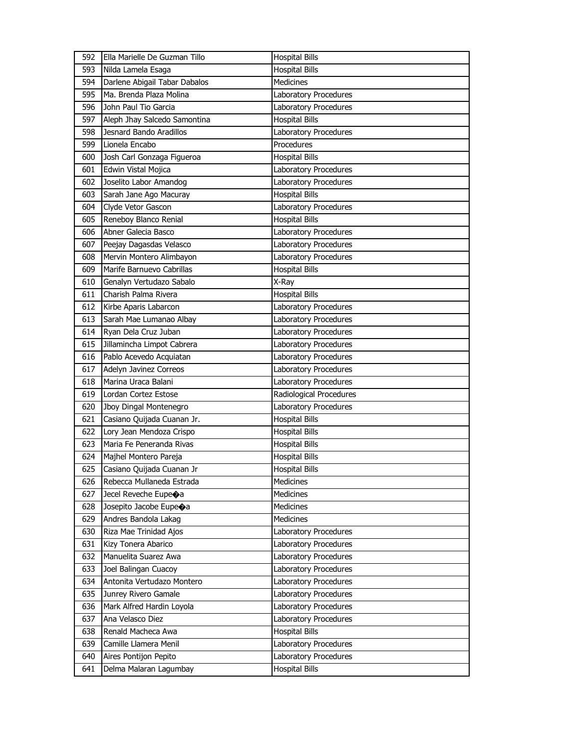| | | |
|---|---|---|
| 592 | Ella Marielle De Guzman Tillo | Hospital Bills |
| 593 | Nilda Lamela Esaga | Hospital Bills |
| 594 | Darlene Abigail Tabar Dabalos | Medicines |
| 595 | Ma. Brenda Plaza Molina | Laboratory Procedures |
| 596 | John Paul Tio Garcia | Laboratory Procedures |
| 597 | Aleph Jhay Salcedo Samontina | Hospital Bills |
| 598 | Jesnard Bando Aradillos | Laboratory Procedures |
| 599 | Lionela Encabo | Procedures |
| 600 | Josh Carl Gonzaga Figueroa | Hospital Bills |
| 601 | Edwin Vistal Mojica | Laboratory Procedures |
| 602 | Joselito Labor Amandog | Laboratory Procedures |
| 603 | Sarah Jane Ago Macuray | Hospital Bills |
| 604 | Clyde Vetor Gascon | Laboratory Procedures |
| 605 | Reneboy Blanco Renial | Hospital Bills |
| 606 | Abner Galecia Basco | Laboratory Procedures |
| 607 | Peejay Dagasdas Velasco | Laboratory Procedures |
| 608 | Mervin Montero Alimbayon | Laboratory Procedures |
| 609 | Marife Barnuevo Cabrillas | Hospital Bills |
| 610 | Genalyn Vertudazo Sabalo | X-Ray |
| 611 | Charish Palma Rivera | Hospital Bills |
| 612 | Kirbe Aparis Labarcon | Laboratory Procedures |
| 613 | Sarah Mae Lumanao Albay | Laboratory Procedures |
| 614 | Ryan Dela Cruz Juban | Laboratory Procedures |
| 615 | Jillamincha Limpot Cabrera | Laboratory Procedures |
| 616 | Pablo Acevedo Acquiatan | Laboratory Procedures |
| 617 | Adelyn Javinez Correos | Laboratory Procedures |
| 618 | Marina Uraca Balani | Laboratory Procedures |
| 619 | Lordan Cortez Estose | Radiological Procedures |
| 620 | Jboy Dingal Montenegro | Laboratory Procedures |
| 621 | Casiano Quijada Cuanan Jr. | Hospital Bills |
| 622 | Lory Jean Mendoza Crispo | Hospital Bills |
| 623 | Maria Fe Peneranda Rivas | Hospital Bills |
| 624 | Majhel Montero Pareja | Hospital Bills |
| 625 | Casiano Quijada Cuanan Jr | Hospital Bills |
| 626 | Rebecca Mullaneda Estrada | Medicines |
| 627 | Jecel Reveche Eupe�a | Medicines |
| 628 | Josepito Jacobe Eupe�a | Medicines |
| 629 | Andres Bandola Lakag | Medicines |
| 630 | Riza Mae Trinidad Ajos | Laboratory Procedures |
| 631 | Kizy Tonera Abarico | Laboratory Procedures |
| 632 | Manuelita Suarez Awa | Laboratory Procedures |
| 633 | Joel Balingan Cuacoy | Laboratory Procedures |
| 634 | Antonita Vertudazo Montero | Laboratory Procedures |
| 635 | Junrey Rivero Gamale | Laboratory Procedures |
| 636 | Mark Alfred Hardin Loyola | Laboratory Procedures |
| 637 | Ana Velasco Diez | Laboratory Procedures |
| 638 | Renald Macheca Awa | Hospital Bills |
| 639 | Camille Llamera Menil | Laboratory Procedures |
| 640 | Aires Pontijon Pepito | Laboratory Procedures |
| 641 | Delma Malaran Lagumbay | Hospital Bills |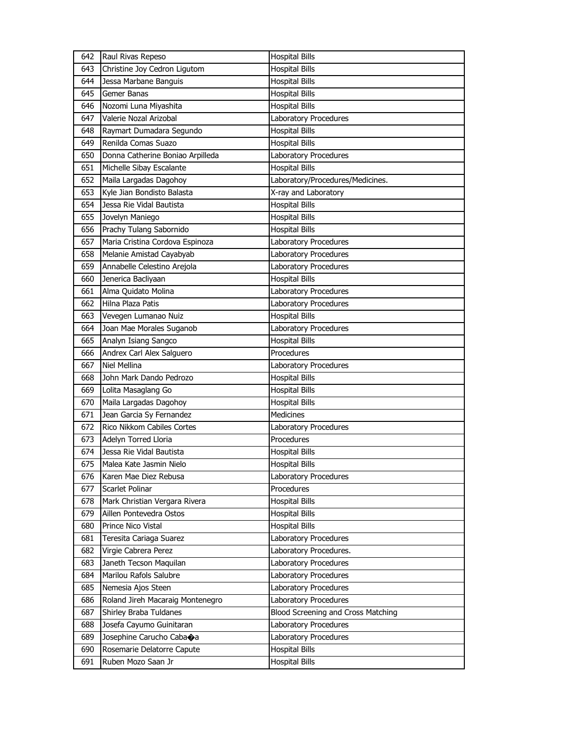| | | |
|---|---|---|
| 642 | Raul Rivas Repeso | Hospital Bills |
| 643 | Christine Joy Cedron Ligutom | Hospital Bills |
| 644 | Jessa Marbane Banguis | Hospital Bills |
| 645 | Gemer Banas | Hospital Bills |
| 646 | Nozomi Luna Miyashita | Hospital Bills |
| 647 | Valerie Nozal Arizobal | Laboratory Procedures |
| 648 | Raymart Dumadara Segundo | Hospital Bills |
| 649 | Renilda Comas Suazo | Hospital Bills |
| 650 | Donna Catherine Boniao Arpilleda | Laboratory Procedures |
| 651 | Michelle Sibay Escalante | Hospital Bills |
| 652 | Maila Largadas Dagohoy | Laboratory/Procedures/Medicines. |
| 653 | Kyle Jian Bondisto Balasta | X-ray and Laboratory |
| 654 | Jessa Rie Vidal Bautista | Hospital Bills |
| 655 | Jovelyn Maniego | Hospital Bills |
| 656 | Prachy Tulang Sabornido | Hospital Bills |
| 657 | Maria Cristina Cordova Espinoza | Laboratory Procedures |
| 658 | Melanie Amistad Cayabyab | Laboratory Procedures |
| 659 | Annabelle Celestino Arejola | Laboratory Procedures |
| 660 | Jenerica Bacliyaan | Hospital Bills |
| 661 | Alma Quidato Molina | Laboratory Procedures |
| 662 | Hilna Plaza Patis | Laboratory Procedures |
| 663 | Vevegen Lumanao Nuiz | Hospital Bills |
| 664 | Joan Mae Morales Suganob | Laboratory Procedures |
| 665 | Analyn Isiang Sangco | Hospital Bills |
| 666 | Andrex Carl Alex Salguero | Procedures |
| 667 | Niel Mellina | Laboratory Procedures |
| 668 | John Mark Dando Pedrozo | Hospital Bills |
| 669 | Lolita Masaglang Go | Hospital Bills |
| 670 | Maila Largadas Dagohoy | Hospital Bills |
| 671 | Jean Garcia Sy Fernandez | Medicines |
| 672 | Rico Nikkom Cabiles Cortes | Laboratory Procedures |
| 673 | Adelyn Torred Lloria | Procedures |
| 674 | Jessa Rie Vidal Bautista | Hospital Bills |
| 675 | Malea Kate Jasmin Nielo | Hospital Bills |
| 676 | Karen Mae Diez Rebusa | Laboratory Procedures |
| 677 | Scarlet Polinar | Procedures |
| 678 | Mark Christian Vergara Rivera | Hospital Bills |
| 679 | Aillen Pontevedra Ostos | Hospital Bills |
| 680 | Prince Nico Vistal | Hospital Bills |
| 681 | Teresita Cariaga Suarez | Laboratory Procedures |
| 682 | Virgie Cabrera Perez | Laboratory Procedures. |
| 683 | Janeth Tecson Maquilan | Laboratory Procedures |
| 684 | Marilou Rafols Salubre | Laboratory Procedures |
| 685 | Nemesia Ajos Steen | Laboratory Procedures |
| 686 | Roland Jireh Macaraig Montenegro | Laboratory Procedures |
| 687 | Shirley Braba Tuldanes | Blood Screening and Cross Matching |
| 688 | Josefa Cayumo Guinitaran | Laboratory Procedures |
| 689 | Josephine Carucho Caba�a | Laboratory Procedures |
| 690 | Rosemarie Delatorre Capute | Hospital Bills |
| 691 | Ruben Mozo Saan Jr | Hospital Bills |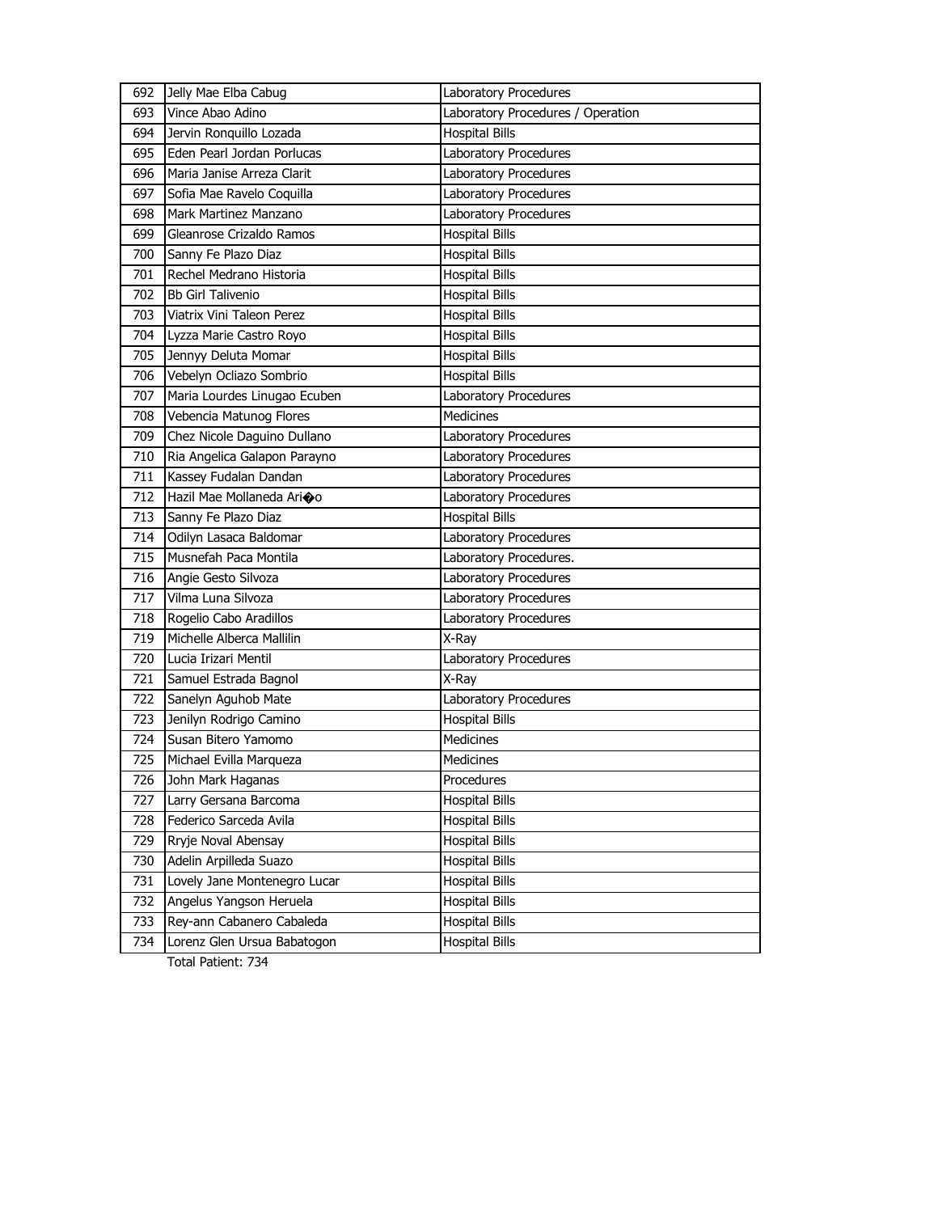| | | |
|---|---|---|
| 692 | Jelly Mae Elba Cabug | Laboratory Procedures |
| 693 | Vince Abao Adino | Laboratory Procedures / Operation |
| 694 | Jervin Ronquillo Lozada | Hospital Bills |
| 695 | Eden Pearl Jordan Porlucas | Laboratory Procedures |
| 696 | Maria Janise Arreza Clarit | Laboratory Procedures |
| 697 | Sofia Mae Ravelo Coquilla | Laboratory Procedures |
| 698 | Mark Martinez Manzano | Laboratory Procedures |
| 699 | Gleanrose Crizaldo Ramos | Hospital Bills |
| 700 | Sanny Fe Plazo Diaz | Hospital Bills |
| 701 | Rechel Medrano Historia | Hospital Bills |
| 702 | Bb Girl Talivenio | Hospital Bills |
| 703 | Viatrix Vini Taleon Perez | Hospital Bills |
| 704 | Lyzza Marie Castro Royo | Hospital Bills |
| 705 | Jennyy Deluta Momar | Hospital Bills |
| 706 | Vebelyn Ocliazo Sombrio | Hospital Bills |
| 707 | Maria Lourdes Linugao Ecuben | Laboratory Procedures |
| 708 | Vebencia Matunog Flores | Medicines |
| 709 | Chez Nicole Daguino Dullano | Laboratory Procedures |
| 710 | Ria Angelica Galapon Parayno | Laboratory Procedures |
| 711 | Kassey Fudalan Dandan | Laboratory Procedures |
| 712 | Hazil Mae Mollaneda Ari�o | Laboratory Procedures |
| 713 | Sanny Fe Plazo Diaz | Hospital Bills |
| 714 | Odilyn Lasaca Baldomar | Laboratory Procedures |
| 715 | Musnefah Paca Montila | Laboratory Procedures. |
| 716 | Angie Gesto Silvoza | Laboratory Procedures |
| 717 | Vilma Luna Silvoza | Laboratory Procedures |
| 718 | Rogelio Cabo Aradillos | Laboratory Procedures |
| 719 | Michelle Alberca Mallilin | X-Ray |
| 720 | Lucia Irizari Mentil | Laboratory Procedures |
| 721 | Samuel Estrada Bagnol | X-Ray |
| 722 | Sanelyn Aguhob Mate | Laboratory Procedures |
| 723 | Jenilyn Rodrigo Camino | Hospital Bills |
| 724 | Susan Bitero Yamomo | Medicines |
| 725 | Michael Evilla Marqueza | Medicines |
| 726 | John Mark Haganas | Procedures |
| 727 | Larry Gersana Barcoma | Hospital Bills |
| 728 | Federico Sarceda Avila | Hospital Bills |
| 729 | Rryje Noval Abensay | Hospital Bills |
| 730 | Adelin Arpilleda Suazo | Hospital Bills |
| 731 | Lovely Jane Montenegro Lucar | Hospital Bills |
| 732 | Angelus Yangson Heruela | Hospital Bills |
| 733 | Rey-ann Cabanero Cabaleda | Hospital Bills |
| 734 | Lorenz Glen Ursua Babatogon | Hospital Bills |

Total Patient: 734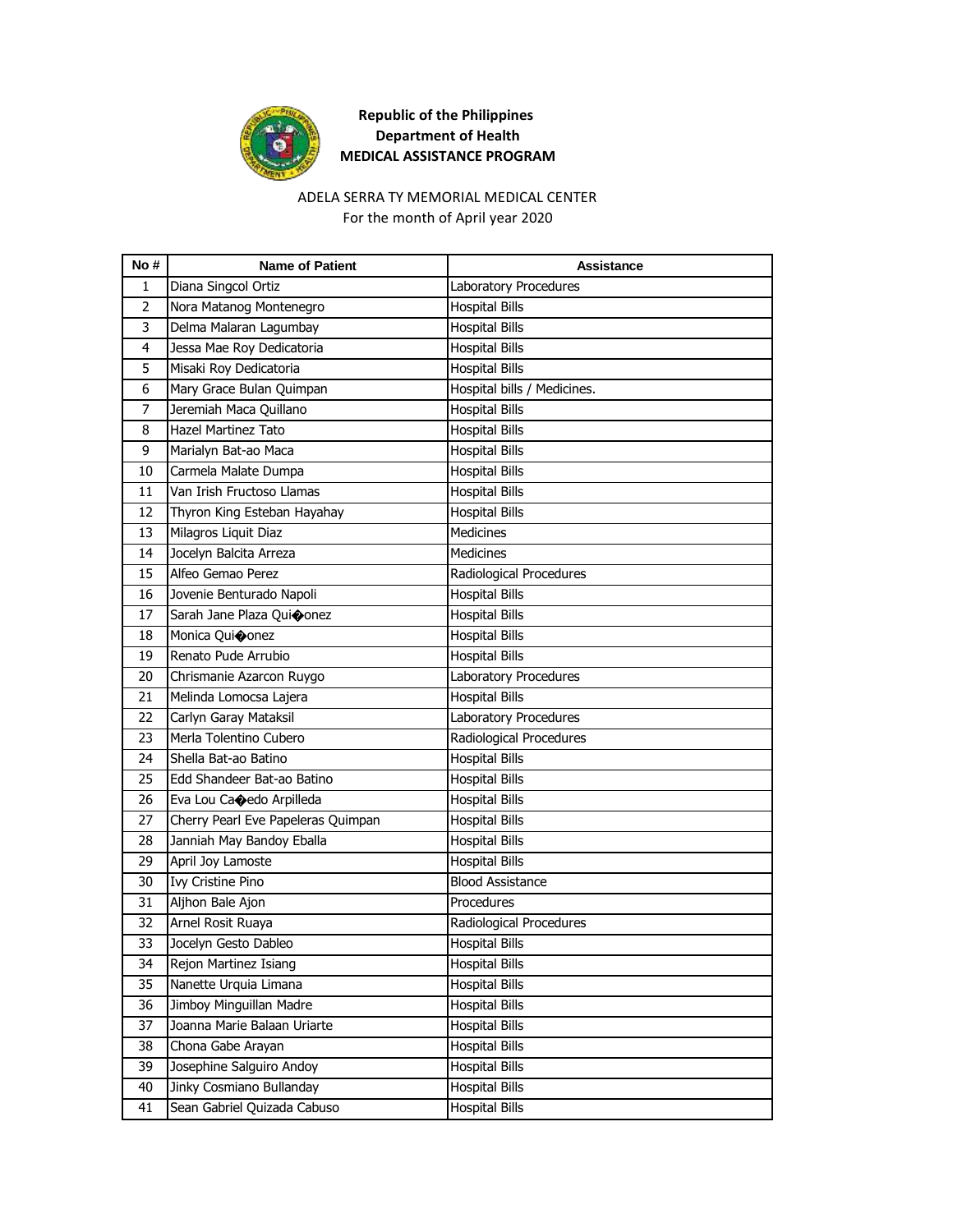**Republic of the Philippines**
**Department of Health**
**MEDICAL ASSISTANCE PROGRAM**

ADELA SERRA TY MEMORIAL MEDICAL CENTER
For the month of April year 2020

| No # | Name of Patient | Assistance |
|---|---|---|
| 1 | Diana Singcol Ortiz | Laboratory Procedures |
| 2 | Nora Matanog Montenegro | Hospital Bills |
| 3 | Delma Malaran Lagumbay | Hospital Bills |
| 4 | Jessa Mae Roy Dedicatoria | Hospital Bills |
| 5 | Misaki Roy Dedicatoria | Hospital Bills |
| 6 | Mary Grace Bulan Quimpan | Hospital bills / Medicines. |
| 7 | Jeremiah Maca Quillano | Hospital Bills |
| 8 | Hazel Martinez Tato | Hospital Bills |
| 9 | Marialyn Bat-ao Maca | Hospital Bills |
| 10 | Carmela Malate Dumpa | Hospital Bills |
| 11 | Van Irish Fructoso Llamas | Hospital Bills |
| 12 | Thyron King Esteban Hayahay | Hospital Bills |
| 13 | Milagros Liquit Diaz | Medicines |
| 14 | Jocelyn Balcita Arreza | Medicines |
| 15 | Alfeo Gemao Perez | Radiological Procedures |
| 16 | Jovenie Benturado Napoli | Hospital Bills |
| 17 | Sarah Jane Plaza Qui�onez | Hospital Bills |
| 18 | Monica Qui�onez | Hospital Bills |
| 19 | Renato Pude Arrubio | Hospital Bills |
| 20 | Chrismanie Azarcon Ruygo | Laboratory Procedures |
| 21 | Melinda Lomocsa Lajera | Hospital Bills |
| 22 | Carlyn Garay Mataksil | Laboratory Procedures |
| 23 | Merla Tolentino Cubero | Radiological Procedures |
| 24 | Shella Bat-ao Batino | Hospital Bills |
| 25 | Edd Shandeer Bat-ao Batino | Hospital Bills |
| 26 | Eva Lou Ca�edo Arpilleda | Hospital Bills |
| 27 | Cherry Pearl Eve Papeleras Quimpan | Hospital Bills |
| 28 | Janniah May Bandoy Eballa | Hospital Bills |
| 29 | April Joy Lamoste | Hospital Bills |
| 30 | Ivy Cristine Pino | Blood Assistance |
| 31 | Aljhon Bale Ajon | Procedures |
| 32 | Arnel Rosit Ruaya | Radiological Procedures |
| 33 | Jocelyn Gesto Dableo | Hospital Bills |
| 34 | Rejon Martinez Isiang | Hospital Bills |
| 35 | Nanette Urquia Limana | Hospital Bills |
| 36 | Jimboy Minguillan Madre | Hospital Bills |
| 37 | Joanna Marie Balaan Uriarte | Hospital Bills |
| 38 | Chona Gabe Arayan | Hospital Bills |
| 39 | Josephine Salguiro Andoy | Hospital Bills |
| 40 | Jinky Cosmiano Bullanday | Hospital Bills |
| 41 | Sean Gabriel Quizada Cabuso | Hospital Bills |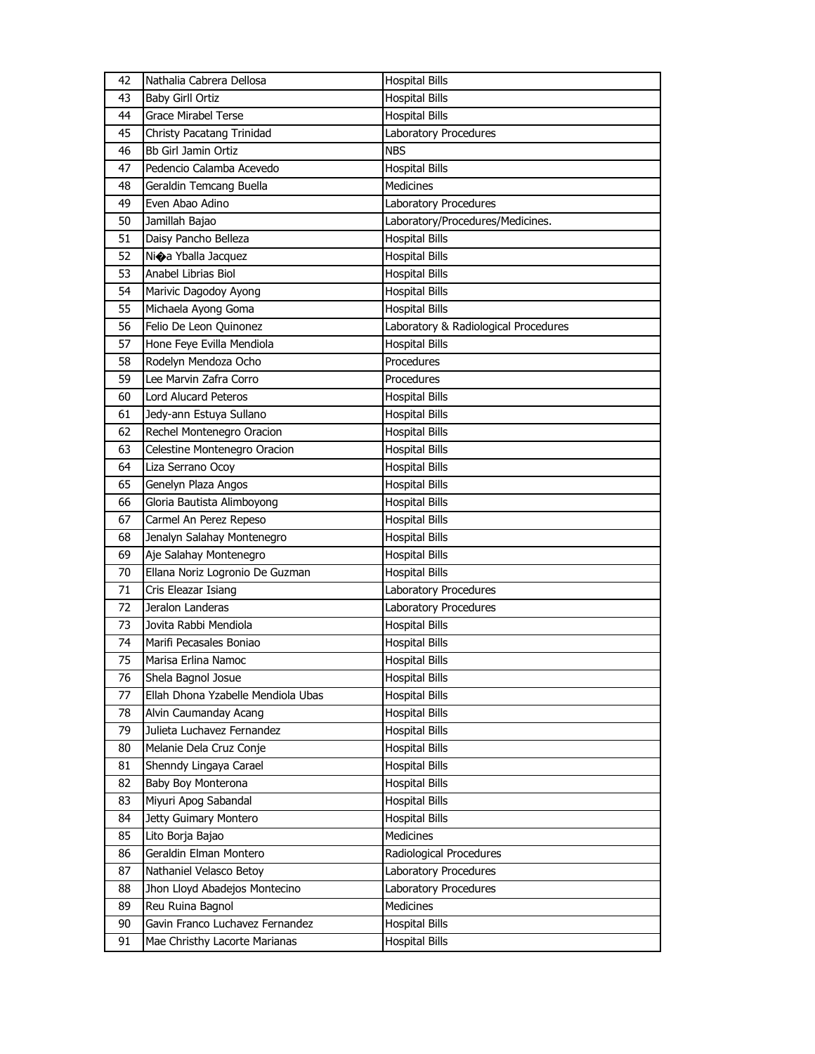| | | |
|---|---|---|
| 42 | Nathalia Cabrera Dellosa | Hospital Bills |
| 43 | Baby Girll Ortiz | Hospital Bills |
| 44 | Grace Mirabel Terse | Hospital Bills |
| 45 | Christy Pacatang Trinidad | Laboratory Procedures |
| 46 | Bb Girl Jamin Ortiz | NBS |
| 47 | Pedencio Calamba Acevedo | Hospital Bills |
| 48 | Geraldin Temcang Buella | Medicines |
| 49 | Even Abao Adino | Laboratory Procedures |
| 50 | Jamillah Bajao | Laboratory/Procedures/Medicines. |
| 51 | Daisy Pancho Belleza | Hospital Bills |
| 52 | Ni�a Yballa Jacquez | Hospital Bills |
| 53 | Anabel Librias Biol | Hospital Bills |
| 54 | Marivic Dagodoy Ayong | Hospital Bills |
| 55 | Michaela Ayong Goma | Hospital Bills |
| 56 | Felio De Leon Quinonez | Laboratory & Radiological Procedures |
| 57 | Hone Feye Evilla Mendiola | Hospital Bills |
| 58 | Rodelyn Mendoza Ocho | Procedures |
| 59 | Lee Marvin Zafra Corro | Procedures |
| 60 | Lord Alucard Peteros | Hospital Bills |
| 61 | Jedy-ann Estuya Sullano | Hospital Bills |
| 62 | Rechel Montenegro Oracion | Hospital Bills |
| 63 | Celestine Montenegro Oracion | Hospital Bills |
| 64 | Liza Serrano Ocoy | Hospital Bills |
| 65 | Genelyn Plaza Angos | Hospital Bills |
| 66 | Gloria Bautista Alimboyong | Hospital Bills |
| 67 | Carmel An Perez Repeso | Hospital Bills |
| 68 | Jenalyn Salahay Montenegro | Hospital Bills |
| 69 | Aje Salahay Montenegro | Hospital Bills |
| 70 | Ellana Noriz Logronio De Guzman | Hospital Bills |
| 71 | Cris Eleazar Isiang | Laboratory Procedures |
| 72 | Jeralon Landeras | Laboratory Procedures |
| 73 | Jovita Rabbi Mendiola | Hospital Bills |
| 74 | Marifi Pecasales Boniao | Hospital Bills |
| 75 | Marisa Erlina Namoc | Hospital Bills |
| 76 | Shela Bagnol Josue | Hospital Bills |
| 77 | Ellah Dhona Yzabelle Mendiola Ubas | Hospital Bills |
| 78 | Alvin Caumanday Acang | Hospital Bills |
| 79 | Julieta Luchavez Fernandez | Hospital Bills |
| 80 | Melanie Dela Cruz Conje | Hospital Bills |
| 81 | Shenndy Lingaya Carael | Hospital Bills |
| 82 | Baby Boy Monterona | Hospital Bills |
| 83 | Miyuri Apog Sabandal | Hospital Bills |
| 84 | Jetty Guimary Montero | Hospital Bills |
| 85 | Lito Borja Bajao | Medicines |
| 86 | Geraldin Elman Montero | Radiological Procedures |
| 87 | Nathaniel Velasco Betoy | Laboratory Procedures |
| 88 | Jhon Lloyd Abadejos Montecino | Laboratory Procedures |
| 89 | Reu Ruina Bagnol | Medicines |
| 90 | Gavin Franco Luchavez Fernandez | Hospital Bills |
| 91 | Mae Christhy Lacorte Marianas | Hospital Bills |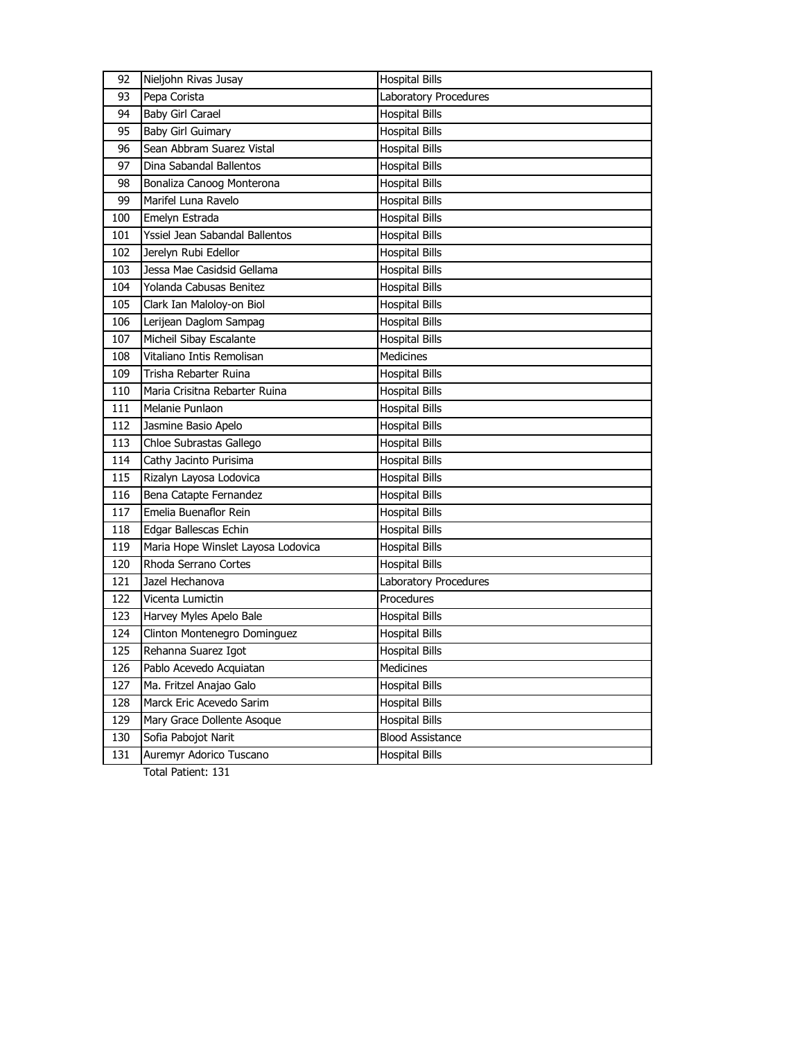| | | |
|---|---|---|
| 92 | Nieljohn Rivas Jusay | Hospital Bills |
| 93 | Pepa Corista | Laboratory Procedures |
| 94 | Baby Girl Carael | Hospital Bills |
| 95 | Baby Girl Guimary | Hospital Bills |
| 96 | Sean Abbram Suarez Vistal | Hospital Bills |
| 97 | Dina Sabandal Ballentos | Hospital Bills |
| 98 | Bonaliza Canoog Monterona | Hospital Bills |
| 99 | Marifel Luna Ravelo | Hospital Bills |
| 100 | Emelyn Estrada | Hospital Bills |
| 101 | Yssiel Jean Sabandal Ballentos | Hospital Bills |
| 102 | Jerelyn Rubi Edellor | Hospital Bills |
| 103 | Jessa Mae Casidsid Gellama | Hospital Bills |
| 104 | Yolanda Cabusas Benitez | Hospital Bills |
| 105 | Clark Ian Maloloy-on Biol | Hospital Bills |
| 106 | Lerijean Daglom Sampag | Hospital Bills |
| 107 | Micheil Sibay Escalante | Hospital Bills |
| 108 | Vitaliano Intis Remolisan | Medicines |
| 109 | Trisha Rebarter Ruina | Hospital Bills |
| 110 | Maria Crisitna Rebarter Ruina | Hospital Bills |
| 111 | Melanie Punlaon | Hospital Bills |
| 112 | Jasmine Basio Apelo | Hospital Bills |
| 113 | Chloe Subrastas Gallego | Hospital Bills |
| 114 | Cathy Jacinto Purisima | Hospital Bills |
| 115 | Rizalyn Layosa Lodovica | Hospital Bills |
| 116 | Bena Catapte Fernandez | Hospital Bills |
| 117 | Emelia Buenaflor Rein | Hospital Bills |
| 118 | Edgar Ballescas Echin | Hospital Bills |
| 119 | Maria Hope Winslet Layosa Lodovica | Hospital Bills |
| 120 | Rhoda Serrano Cortes | Hospital Bills |
| 121 | Jazel Hechanova | Laboratory Procedures |
| 122 | Vicenta Lumictin | Procedures |
| 123 | Harvey Myles Apelo Bale | Hospital Bills |
| 124 | Clinton Montenegro Dominguez | Hospital Bills |
| 125 | Rehanna Suarez Igot | Hospital Bills |
| 126 | Pablo Acevedo Acquiatan | Medicines |
| 127 | Ma. Fritzel Anajao Galo | Hospital Bills |
| 128 | Marck Eric Acevedo Sarim | Hospital Bills |
| 129 | Mary Grace Dollente Asoque | Hospital Bills |
| 130 | Sofia Pabojot Narit | Blood Assistance |
| 131 | Auremyr Adorico Tuscano | Hospital Bills |

Total Patient: 131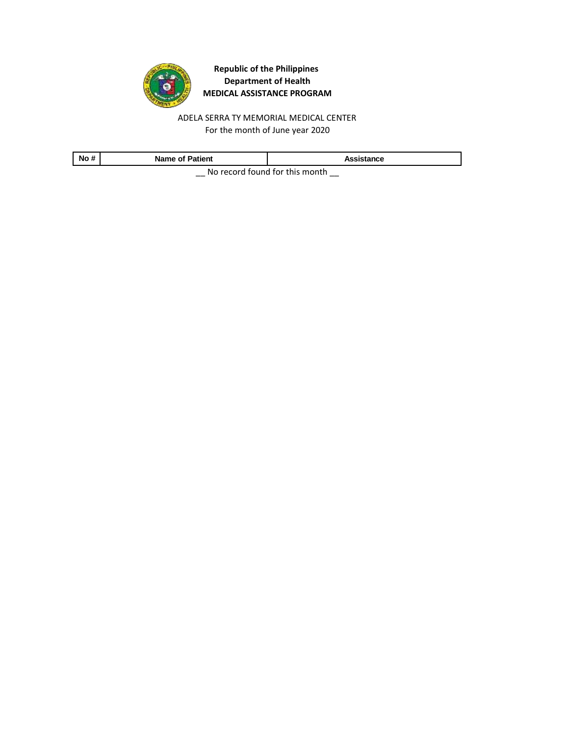**Republic of the Philippines**
**Department of Health**
**MEDICAL ASSISTANCE PROGRAM**

ADELA SERRA TY MEMORIAL MEDICAL CENTER
For the month of June year 2020

| No # | Name of Patient | Assistance |
|---|---|---|

__ No record found for this month __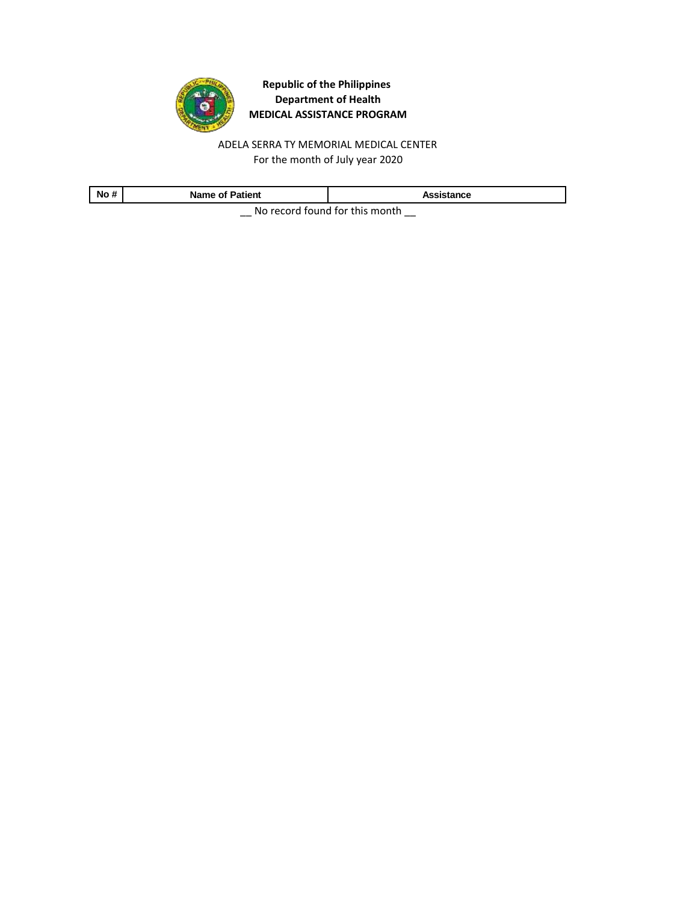**Republic of the Philippines**
**Department of Health**
**MEDICAL ASSISTANCE PROGRAM**

ADELA SERRA TY MEMORIAL MEDICAL CENTER
For the month of July year 2020

| No # | Name of Patient | Assistance |
|---|---|---|

__ No record found for this month __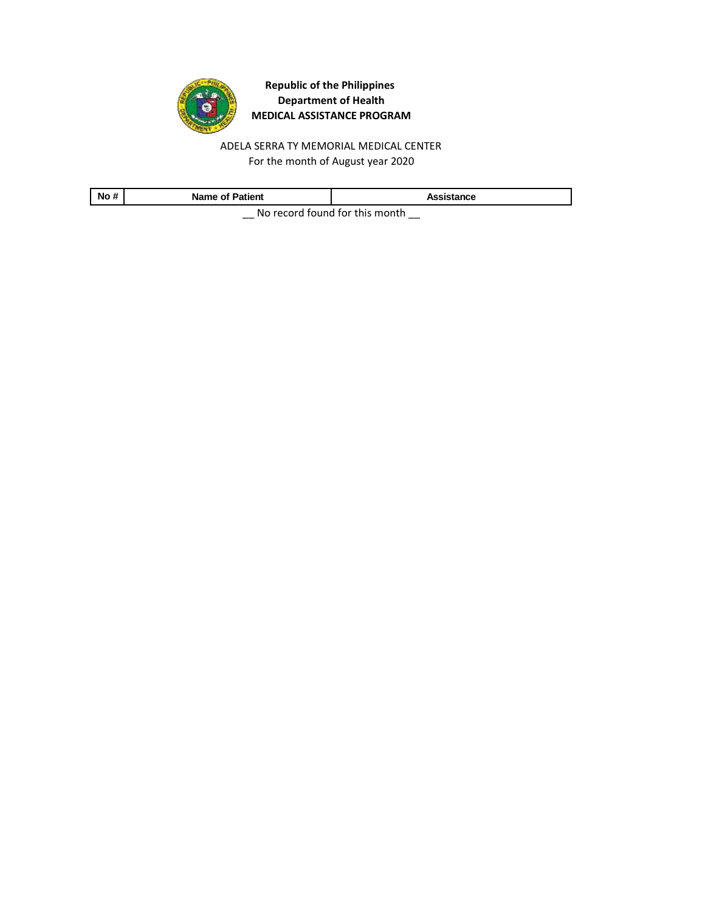**Republic of the Philippines**
**Department of Health**
**MEDICAL ASSISTANCE PROGRAM**

ADELA SERRA TY MEMORIAL MEDICAL CENTER
For the month of August year 2020

| No # | Name of Patient | Assistance |
|---|---|---|

__ No record found for this month __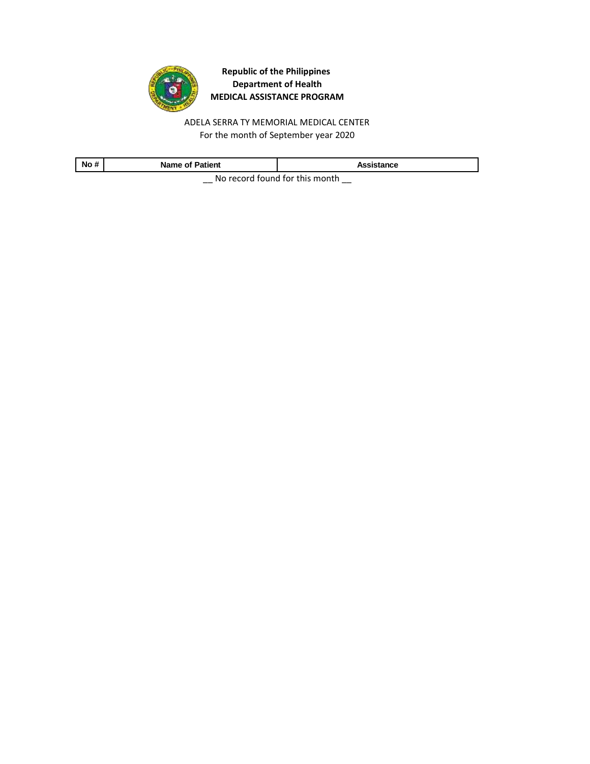**Republic of the Philippines**
**Department of Health**
**MEDICAL ASSISTANCE PROGRAM**

ADELA SERRA TY MEMORIAL MEDICAL CENTER
For the month of September year 2020

| No # | Name of Patient | Assistance |
| --- | --- | --- |

__ No record found for this month __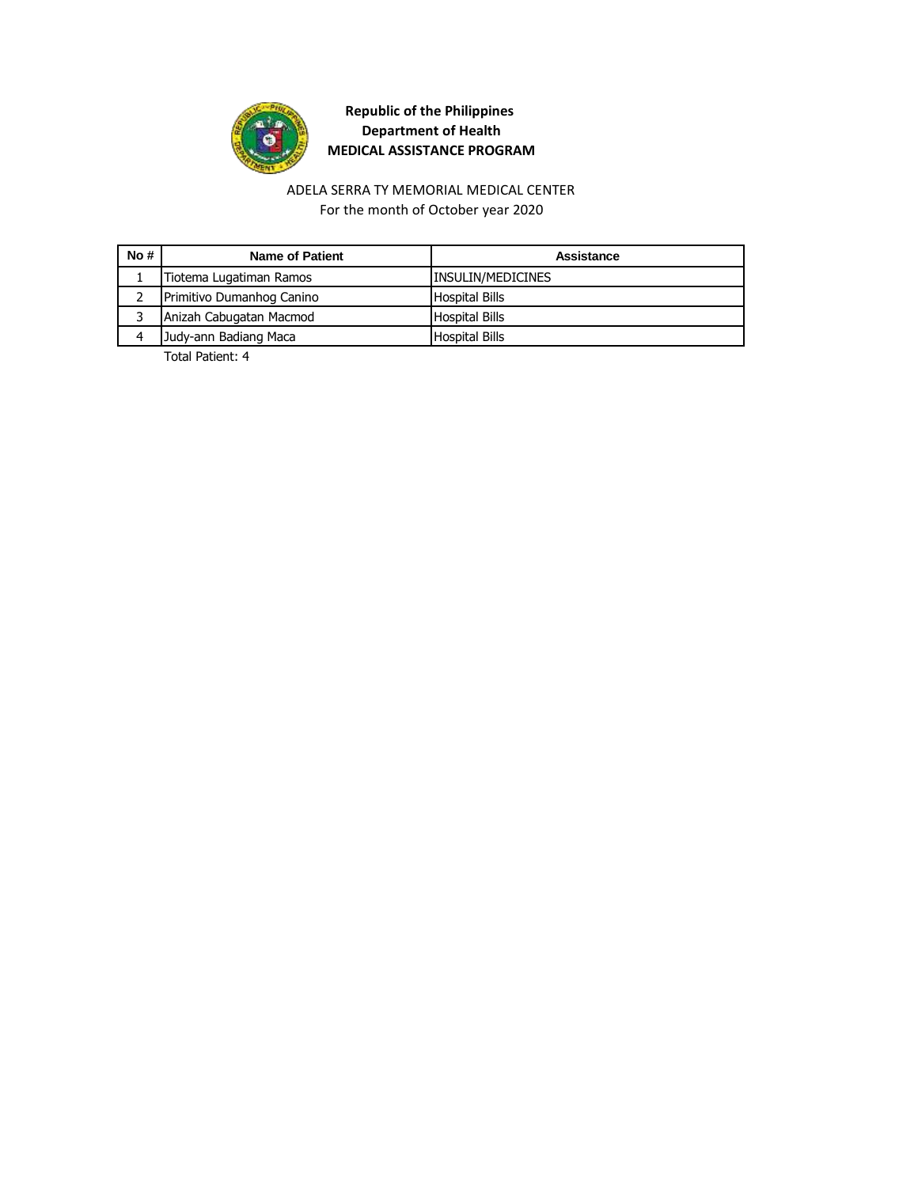**Republic of the Philippines**
**Department of Health**
**MEDICAL ASSISTANCE PROGRAM**

ADELA SERRA TY MEMORIAL MEDICAL CENTER
For the month of October year 2020

| No # | Name of Patient | Assistance |
|---|---|---|
| 1 | Tiotema Lugatiman Ramos | INSULIN/MEDICINES |
| 2 | Primitivo Dumanhog Canino | Hospital Bills |
| 3 | Anizah Cabugatan Macmod | Hospital Bills |
| 4 | Judy-ann Badiang Maca | Hospital Bills |

Total Patient: 4